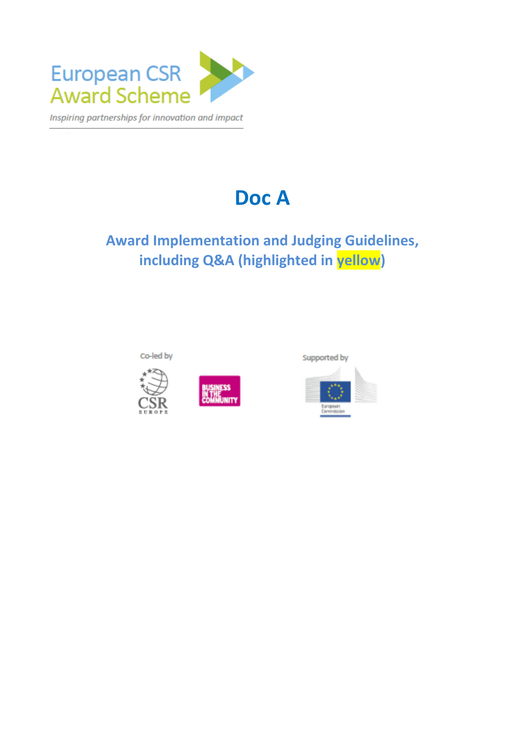European CSR Award Scheme

*Inspiring partnerships for innovation and impact*

# Doc A

## Award Implementation and Judging Guidelines, including Q&A (highlighted in yellow)

Co-led by

CSR EUROPE

BUSINESS IN THE COMMUNITY

Supported by

European Commission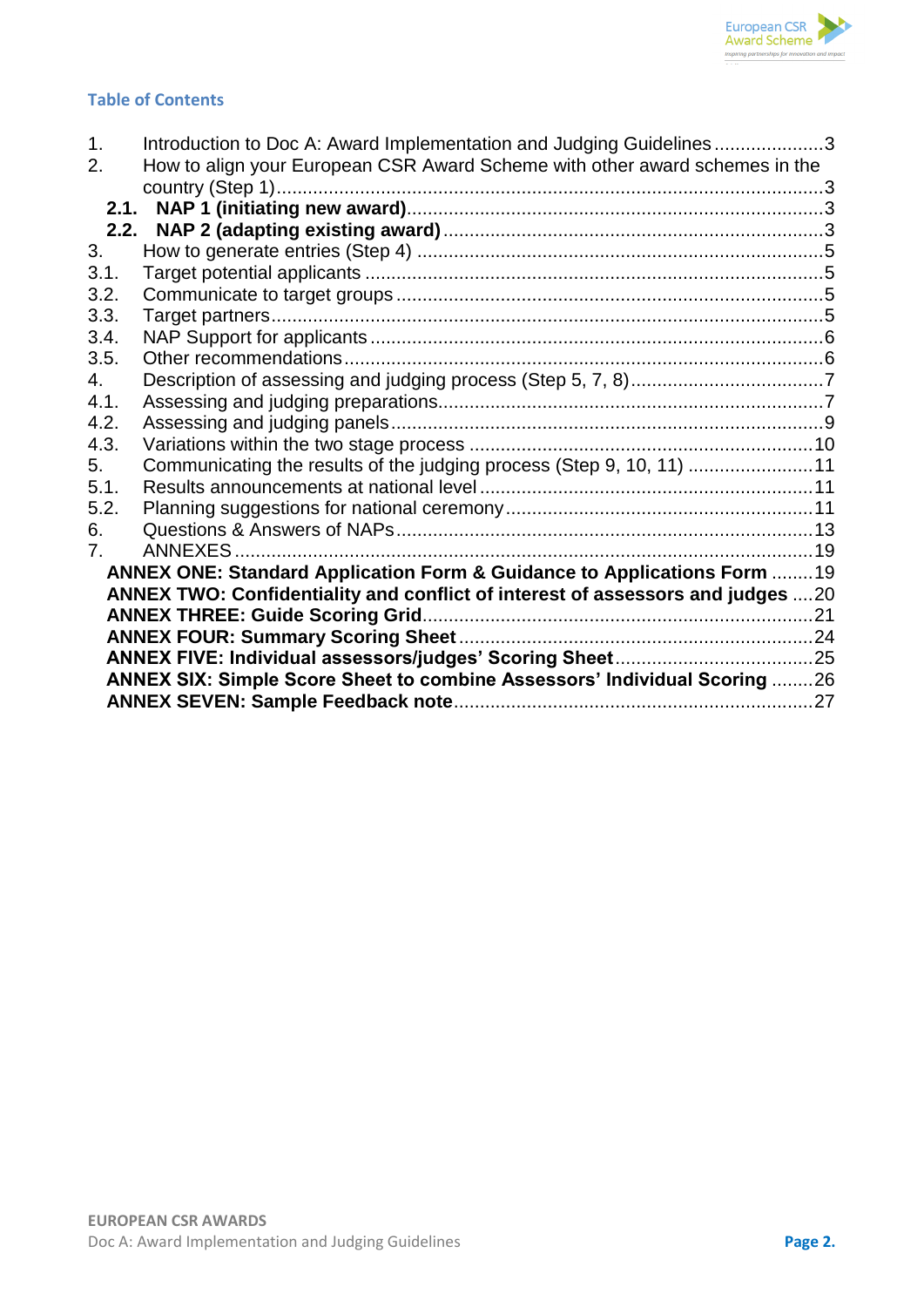## Table of Contents

1. Introduction to Doc A: Award Implementation and Judging Guidelines ....................3
2. How to align your European CSR Award Scheme with other award schemes in the country (Step 1)..........................................................................................3
   - **2.1. NAP 1 (initiating new award)**..............................................................3
   - **2.2. NAP 2 (adapting existing award)**........................................................3
3. How to generate entries (Step 4) ............................................................................5
   - 3.1. Target potential applicants ......................................................................5
   - 3.2. Communicate to target groups ................................................................5
   - 3.3. Target partners.........................................................................................5
   - 3.4. NAP Support for applicants .....................................................................6
   - 3.5. Other recommendations ..........................................................................6
4. Description of assessing and judging process (Step 5, 7, 8)....................................7
   - 4.1. Assessing and judging preparations.........................................................7
   - 4.2. Assessing and judging panels..................................................................9
   - 4.3. Variations within the two stage process .................................................10
5. Communicating the results of the judging process (Step 9, 10, 11) .......................11
   - 5.1. Results announcements at national level ...............................................11
   - 5.2. Planning suggestions for national ceremony..........................................11
6. Questions & Answers of NAPs...............................................................................13
7. ANNEXES............................................................................................................19
   - **ANNEX ONE: Standard Application Form & Guidance to Applications Form** ........19
   - **ANNEX TWO: Confidentiality and conflict of interest of assessors and judges** ....20
   - **ANNEX THREE: Guide Scoring Grid**..........................................................21
   - **ANNEX FOUR: Summary Scoring Sheet** ....................................................24
   - **ANNEX FIVE: Individual assessors/judges' Scoring Sheet**.........................25
   - **ANNEX SIX: Simple Score Sheet to combine Assessors' Individual Scoring** ........26
   - **ANNEX SEVEN: Sample Feedback note**....................................................27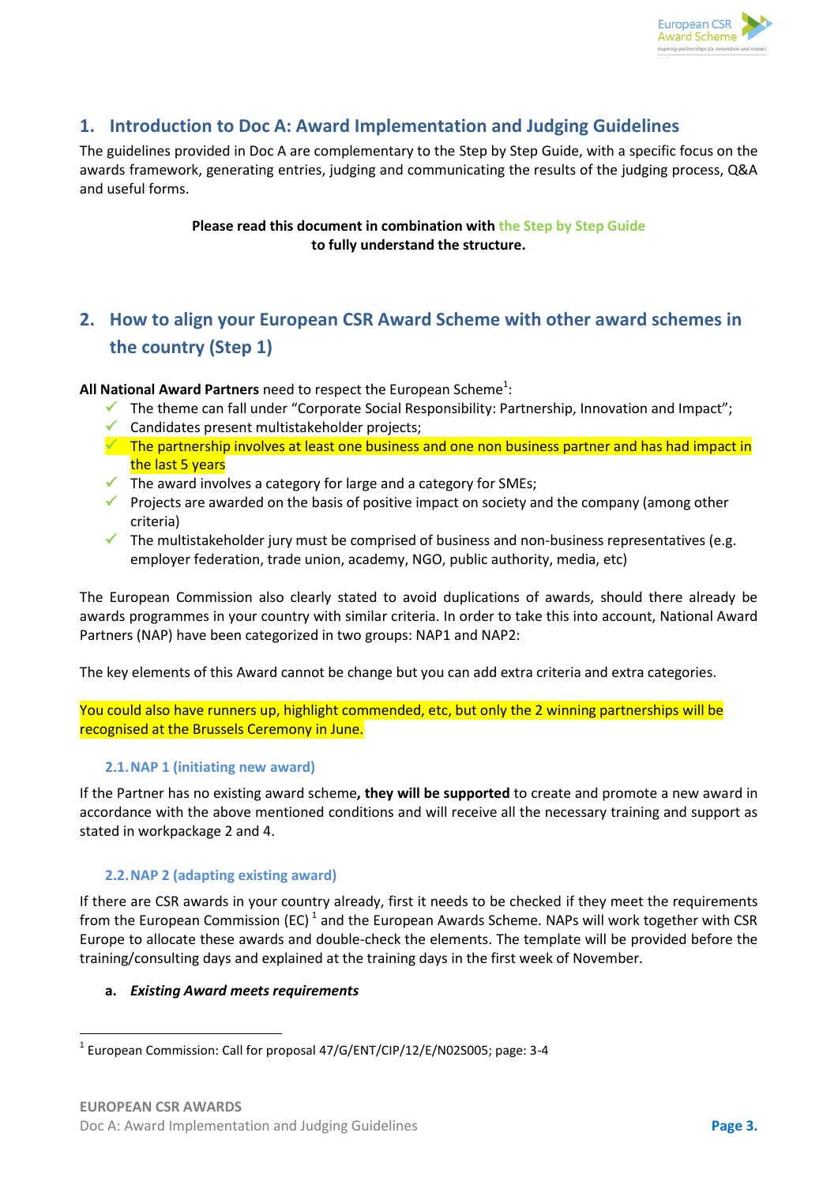## 1. Introduction to Doc A: Award Implementation and Judging Guidelines

The guidelines provided in Doc A are complementary to the Step by Step Guide, with a specific focus on the awards framework, generating entries, judging and communicating the results of the judging process, Q&A and useful forms.

**Please read this document in combination with the Step by Step Guide to fully understand the structure.**

## 2. How to align your European CSR Award Scheme with other award schemes in the country (Step 1)

**All National Award Partners** need to respect the European Scheme[1]:

- ✓ The theme can fall under "Corporate Social Responsibility: Partnership, Innovation and Impact";
- ✓ Candidates present multistakeholder projects;
- ✓ The partnership involves at least one business and one non business partner and has had impact in the last 5 years
- ✓ The award involves a category for large and a category for SMEs;
- ✓ Projects are awarded on the basis of positive impact on society and the company (among other criteria)
- ✓ The multistakeholder jury must be comprised of business and non-business representatives (e.g. employer federation, trade union, academy, NGO, public authority, media, etc)

The European Commission also clearly stated to avoid duplications of awards, should there already be awards programmes in your country with similar criteria. In order to take this into account, National Award Partners (NAP) have been categorized in two groups: NAP1 and NAP2:

The key elements of this Award cannot be change but you can add extra criteria and extra categories.

You could also have runners up, highlight commended, etc, but only the 2 winning partnerships will be recognised at the Brussels Ceremony in June.

### 2.1. NAP 1 (initiating new award)

If the Partner has no existing award scheme**, they will be supported** to create and promote a new award in accordance with the above mentioned conditions and will receive all the necessary training and support as stated in workpackage 2 and 4.

### 2.2. NAP 2 (adapting existing award)

If there are CSR awards in your country already, first it needs to be checked if they meet the requirements from the European Commission (EC) [1] and the European Awards Scheme. NAPs will work together with CSR Europe to allocate these awards and double-check the elements. The template will be provided before the training/consulting days and explained at the training days in the first week of November.

**a. *Existing Award meets requirements***

---

[1] European Commission: Call for proposal 47/G/ENT/CIP/12/E/N02S005; page: 3-4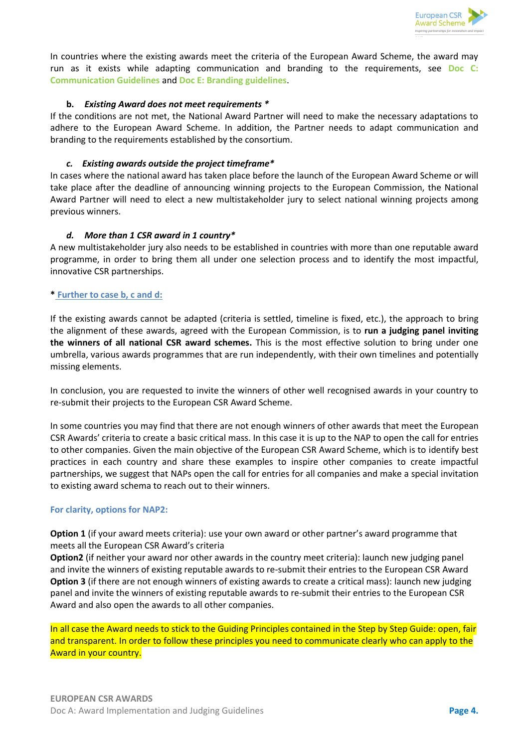In countries where the existing awards meet the criteria of the European Award Scheme, the award may run as it exists while adapting communication and branding to the requirements, see **Doc C: Communication Guidelines** and **Doc E: Branding guidelines**.

**b. *Existing Award does not meet requirements* ***

If the conditions are not met, the National Award Partner will need to make the necessary adaptations to adhere to the European Award Scheme. In addition, the Partner needs to adapt communication and branding to the requirements established by the consortium.

***c. Existing awards outside the project timeframe****

In cases where the national award has taken place before the launch of the European Award Scheme or will take place after the deadline of announcing winning projects to the European Commission, the National Award Partner will need to elect a new multistakeholder jury to select national winning projects among previous winners.

***d. More than 1 CSR award in 1 country****

A new multistakeholder jury also needs to be established in countries with more than one reputable award programme, in order to bring them all under one selection process and to identify the most impactful, innovative CSR partnerships.

**\* Further to case b, c and d:**

If the existing awards cannot be adapted (criteria is settled, timeline is fixed, etc.), the approach to bring the alignment of these awards, agreed with the European Commission, is to **run a judging panel inviting the winners of all national CSR award schemes.** This is the most effective solution to bring under one umbrella, various awards programmes that are run independently, with their own timelines and potentially missing elements.

In conclusion, you are requested to invite the winners of other well recognised awards in your country to re-submit their projects to the European CSR Award Scheme.

In some countries you may find that there are not enough winners of other awards that meet the European CSR Awards' criteria to create a basic critical mass. In this case it is up to the NAP to open the call for entries to other companies. Given the main objective of the European CSR Award Scheme, which is to identify best practices in each country and share these examples to inspire other companies to create impactful partnerships, we suggest that NAPs open the call for entries for all companies and make a special invitation to existing award schema to reach out to their winners.

**For clarity, options for NAP2:**

**Option 1** (if your award meets criteria): use your own award or other partner's award programme that meets all the European CSR Award's criteria
**Option2** (if neither your award nor other awards in the country meet criteria): launch new judging panel and invite the winners of existing reputable awards to re-submit their entries to the European CSR Award
**Option 3** (if there are not enough winners of existing awards to create a critical mass): launch new judging panel and invite the winners of existing reputable awards to re-submit their entries to the European CSR Award and also open the awards to all other companies.

In all case the Award needs to stick to the Guiding Principles contained in the Step by Step Guide: open, fair and transparent. In order to follow these principles you need to communicate clearly who can apply to the Award in your country.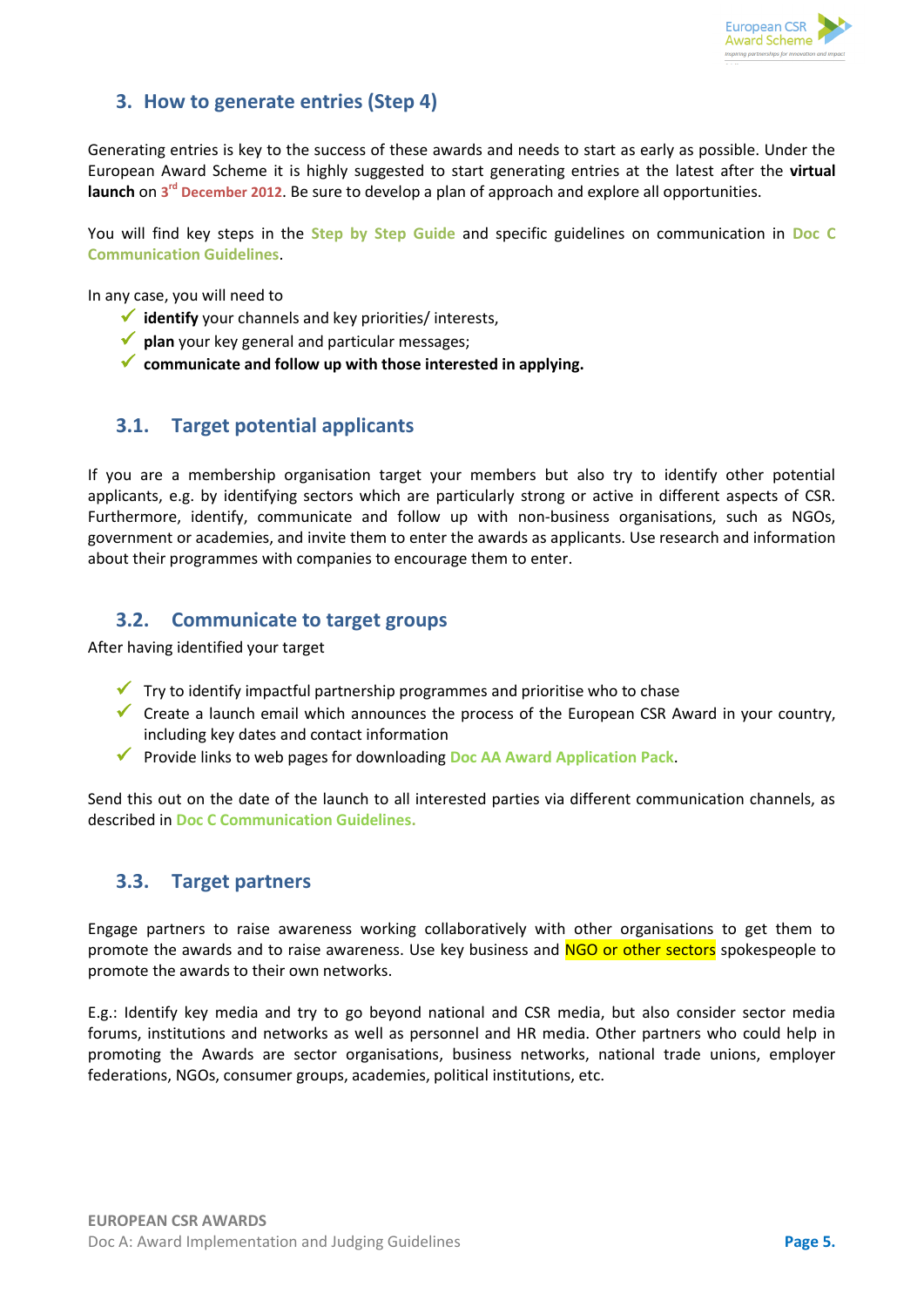## 3. How to generate entries (Step 4)

Generating entries is key to the success of these awards and needs to start as early as possible. Under the European Award Scheme it is highly suggested to start generating entries at the latest after the **virtual launch** on 3rd December 2012. Be sure to develop a plan of approach and explore all opportunities.

You will find key steps in the Step by Step Guide and specific guidelines on communication in Doc C Communication Guidelines.

In any case, you will need to

- ✓ **identify** your channels and key priorities/ interests,
- ✓ **plan** your key general and particular messages;
- ✓ **communicate and follow up with those interested in applying.**

### 3.1. Target potential applicants

If you are a membership organisation target your members but also try to identify other potential applicants, e.g. by identifying sectors which are particularly strong or active in different aspects of CSR. Furthermore, identify, communicate and follow up with non-business organisations, such as NGOs, government or academies, and invite them to enter the awards as applicants. Use research and information about their programmes with companies to encourage them to enter.

### 3.2. Communicate to target groups

After having identified your target

- ✓ Try to identify impactful partnership programmes and prioritise who to chase
- ✓ Create a launch email which announces the process of the European CSR Award in your country, including key dates and contact information
- ✓ Provide links to web pages for downloading Doc AA Award Application Pack.

Send this out on the date of the launch to all interested parties via different communication channels, as described in Doc C Communication Guidelines.

### 3.3. Target partners

Engage partners to raise awareness working collaboratively with other organisations to get them to promote the awards and to raise awareness. Use key business and NGO or other sectors spokespeople to promote the awards to their own networks.

E.g.: Identify key media and try to go beyond national and CSR media, but also consider sector media forums, institutions and networks as well as personnel and HR media. Other partners who could help in promoting the Awards are sector organisations, business networks, national trade unions, employer federations, NGOs, consumer groups, academies, political institutions, etc.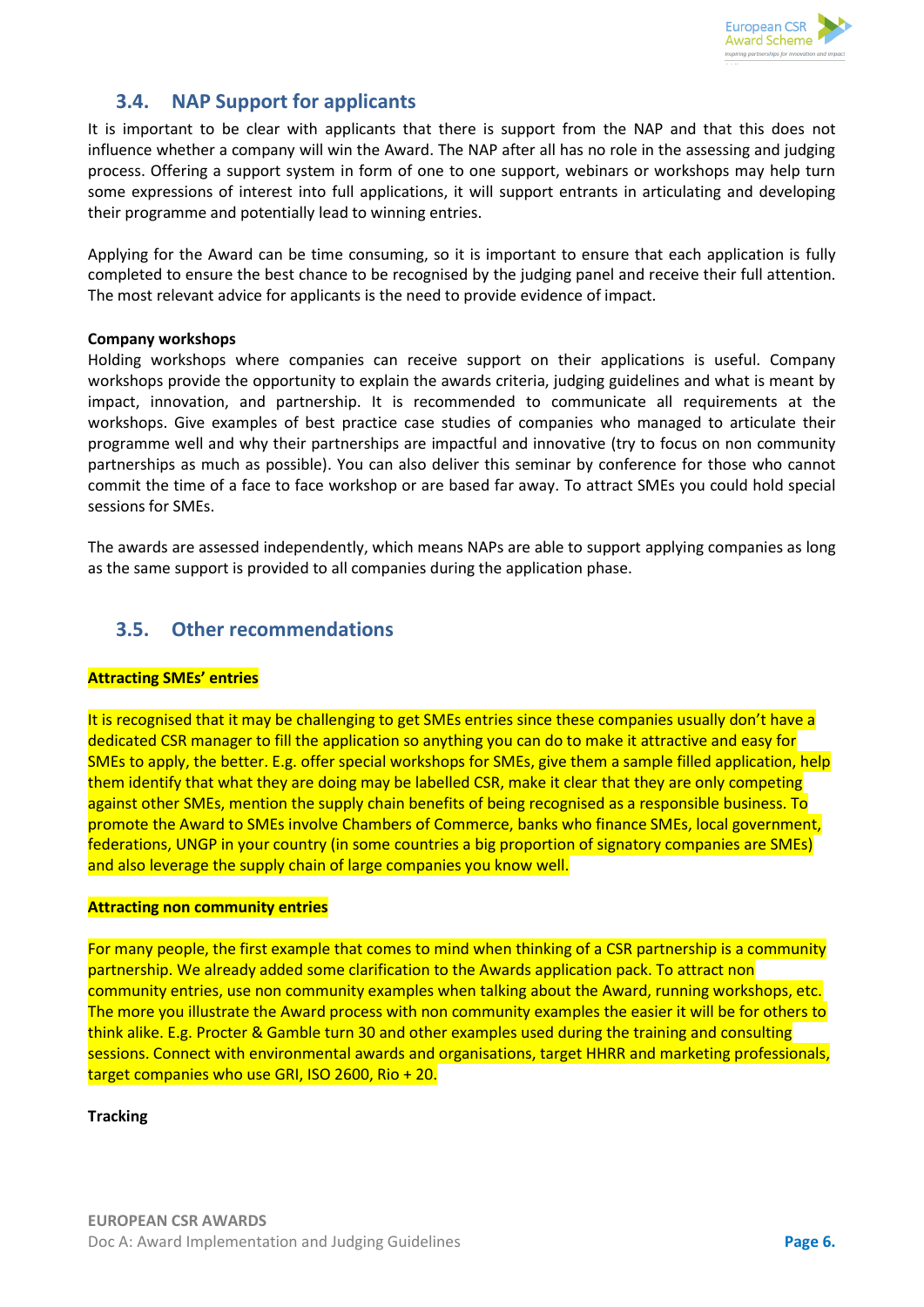## 3.4. NAP Support for applicants

It is important to be clear with applicants that there is support from the NAP and that this does not influence whether a company will win the Award. The NAP after all has no role in the assessing and judging process. Offering a support system in form of one to one support, webinars or workshops may help turn some expressions of interest into full applications, it will support entrants in articulating and developing their programme and potentially lead to winning entries.

Applying for the Award can be time consuming, so it is important to ensure that each application is fully completed to ensure the best chance to be recognised by the judging panel and receive their full attention. The most relevant advice for applicants is the need to provide evidence of impact.

**Company workshops**

Holding workshops where companies can receive support on their applications is useful. Company workshops provide the opportunity to explain the awards criteria, judging guidelines and what is meant by impact, innovation, and partnership. It is recommended to communicate all requirements at the workshops. Give examples of best practice case studies of companies who managed to articulate their programme well and why their partnerships are impactful and innovative (try to focus on non community partnerships as much as possible). You can also deliver this seminar by conference for those who cannot commit the time of a face to face workshop or are based far away. To attract SMEs you could hold special sessions for SMEs.

The awards are assessed independently, which means NAPs are able to support applying companies as long as the same support is provided to all companies during the application phase.

## 3.5. Other recommendations

**Attracting SMEs' entries**

It is recognised that it may be challenging to get SMEs entries since these companies usually don't have a dedicated CSR manager to fill the application so anything you can do to make it attractive and easy for SMEs to apply, the better. E.g. offer special workshops for SMEs, give them a sample filled application, help them identify that what they are doing may be labelled CSR, make it clear that they are only competing against other SMEs, mention the supply chain benefits of being recognised as a responsible business. To promote the Award to SMEs involve Chambers of Commerce, banks who finance SMEs, local government, federations, UNGP in your country (in some countries a big proportion of signatory companies are SMEs) and also leverage the supply chain of large companies you know well.

**Attracting non community entries**

For many people, the first example that comes to mind when thinking of a CSR partnership is a community partnership. We already added some clarification to the Awards application pack. To attract non community entries, use non community examples when talking about the Award, running workshops, etc. The more you illustrate the Award process with non community examples the easier it will be for others to think alike. E.g. Procter & Gamble turn 30 and other examples used during the training and consulting sessions. Connect with environmental awards and organisations, target HHRR and marketing professionals, target companies who use GRI, ISO 2600, Rio + 20.

**Tracking**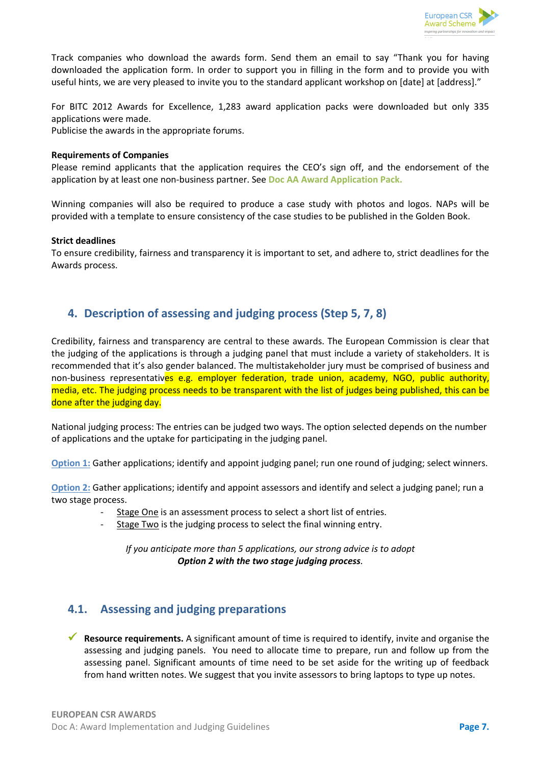Track companies who download the awards form. Send them an email to say "Thank you for having downloaded the application form. In order to support you in filling in the form and to provide you with useful hints, we are very pleased to invite you to the standard applicant workshop on [date] at [address]."

For BITC 2012 Awards for Excellence, 1,283 award application packs were downloaded but only 335 applications were made.
Publicise the awards in the appropriate forums.

**Requirements of Companies**
Please remind applicants that the application requires the CEO's sign off, and the endorsement of the application by at least one non-business partner. See **Doc AA Award Application Pack.**

Winning companies will also be required to produce a case study with photos and logos. NAPs will be provided with a template to ensure consistency of the case studies to be published in the Golden Book.

**Strict deadlines**
To ensure credibility, fairness and transparency it is important to set, and adhere to, strict deadlines for the Awards process.

## 4. Description of assessing and judging process (Step 5, 7, 8)

Credibility, fairness and transparency are central to these awards. The European Commission is clear that the judging of the applications is through a judging panel that must include a variety of stakeholders. It is recommended that it's also gender balanced. The multistakeholder jury must be comprised of business and non-business representatives e.g. employer federation, trade union, academy, NGO, public authority, media, etc. The judging process needs to be transparent with the list of judges being published, this can be done after the judging day.

National judging process: The entries can be judged two ways. The option selected depends on the number of applications and the uptake for participating in the judging panel.

Option 1: Gather applications; identify and appoint judging panel; run one round of judging; select winners.

Option 2: Gather applications; identify and appoint assessors and identify and select a judging panel; run a two stage process.

- Stage One is an assessment process to select a short list of entries.
- Stage Two is the judging process to select the final winning entry.

*If you anticipate more than 5 applications, our strong advice is to adopt* ***Option 2 with the two stage judging process****.*

### 4.1. Assessing and judging preparations

- ✓ **Resource requirements.** A significant amount of time is required to identify, invite and organise the assessing and judging panels. You need to allocate time to prepare, run and follow up from the assessing panel. Significant amounts of time need to be set aside for the writing up of feedback from hand written notes. We suggest that you invite assessors to bring laptops to type up notes.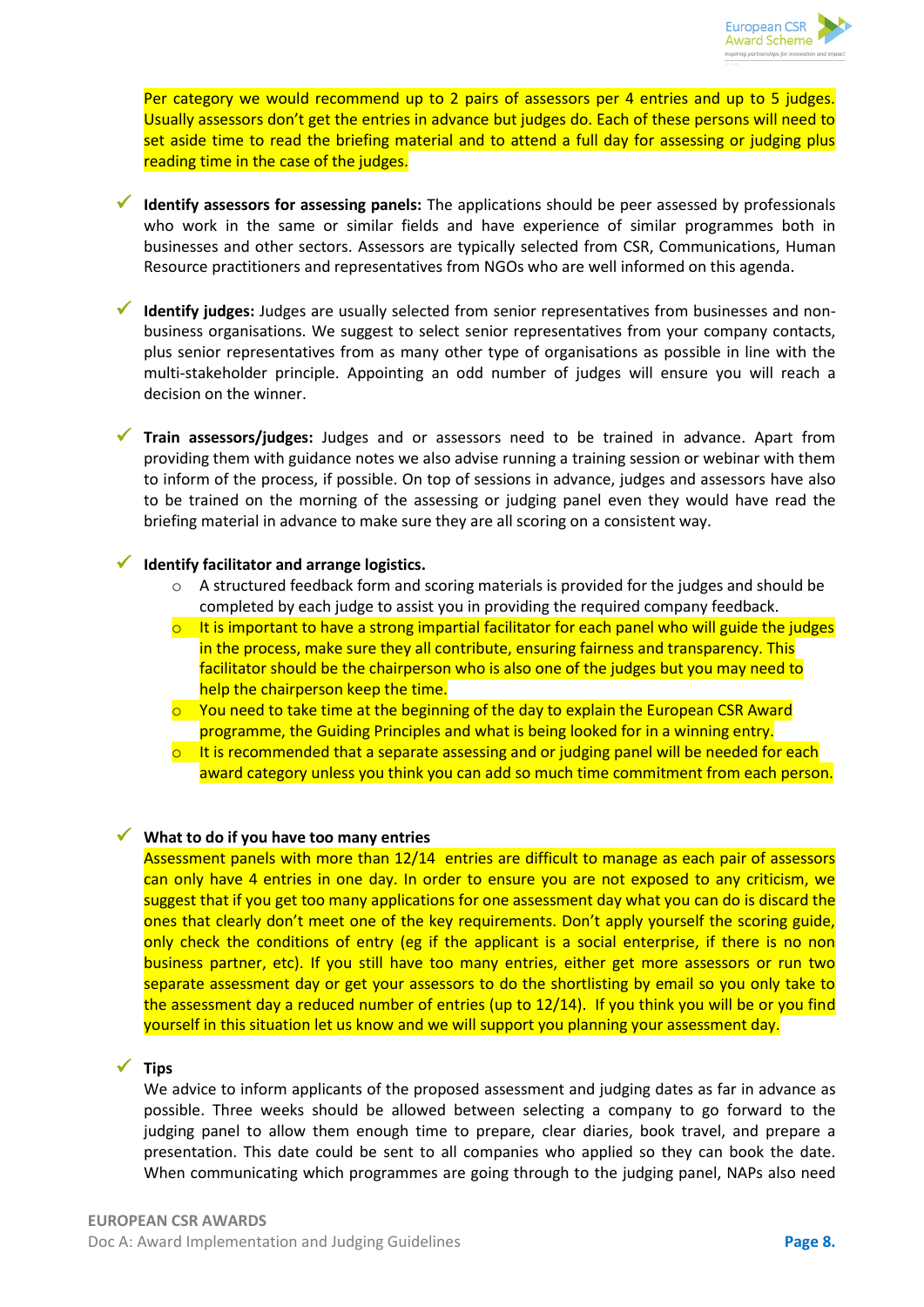Per category we would recommend up to 2 pairs of assessors per 4 entries and up to 5 judges. Usually assessors don't get the entries in advance but judges do. Each of these persons will need to set aside time to read the briefing material and to attend a full day for assessing or judging plus reading time in the case of the judges.

- **Identify assessors for assessing panels:** The applications should be peer assessed by professionals who work in the same or similar fields and have experience of similar programmes both in businesses and other sectors. Assessors are typically selected from CSR, Communications, Human Resource practitioners and representatives from NGOs who are well informed on this agenda.

- **Identify judges:** Judges are usually selected from senior representatives from businesses and non-business organisations. We suggest to select senior representatives from your company contacts, plus senior representatives from as many other type of organisations as possible in line with the multi-stakeholder principle. Appointing an odd number of judges will ensure you will reach a decision on the winner.

- **Train assessors/judges:** Judges and or assessors need to be trained in advance. Apart from providing them with guidance notes we also advise running a training session or webinar with them to inform of the process, if possible. On top of sessions in advance, judges and assessors have also to be trained on the morning of the assessing or judging panel even they would have read the briefing material in advance to make sure they are all scoring on a consistent way.

- **Identify facilitator and arrange logistics.**
  - A structured feedback form and scoring materials is provided for the judges and should be completed by each judge to assist you in providing the required company feedback.
  - It is important to have a strong impartial facilitator for each panel who will guide the judges in the process, make sure they all contribute, ensuring fairness and transparency. This facilitator should be the chairperson who is also one of the judges but you may need to help the chairperson keep the time.
  - You need to take time at the beginning of the day to explain the European CSR Award programme, the Guiding Principles and what is being looked for in a winning entry.
  - It is recommended that a separate assessing and or judging panel will be needed for each award category unless you think you can add so much time commitment from each person.

- **What to do if you have too many entries**

  Assessment panels with more than 12/14 entries are difficult to manage as each pair of assessors can only have 4 entries in one day. In order to ensure you are not exposed to any criticism, we suggest that if you get too many applications for one assessment day what you can do is discard the ones that clearly don't meet one of the key requirements. Don't apply yourself the scoring guide, only check the conditions of entry (eg if the applicant is a social enterprise, if there is no non business partner, etc). If you still have too many entries, either get more assessors or run two separate assessment day or get your assessors to do the shortlisting by email so you only take to the assessment day a reduced number of entries (up to 12/14). If you think you will be or you find yourself in this situation let us know and we will support you planning your assessment day.

- **Tips**

  We advice to inform applicants of the proposed assessment and judging dates as far in advance as possible. Three weeks should be allowed between selecting a company to go forward to the judging panel to allow them enough time to prepare, clear diaries, book travel, and prepare a presentation. This date could be sent to all companies who applied so they can book the date. When communicating which programmes are going through to the judging panel, NAPs also need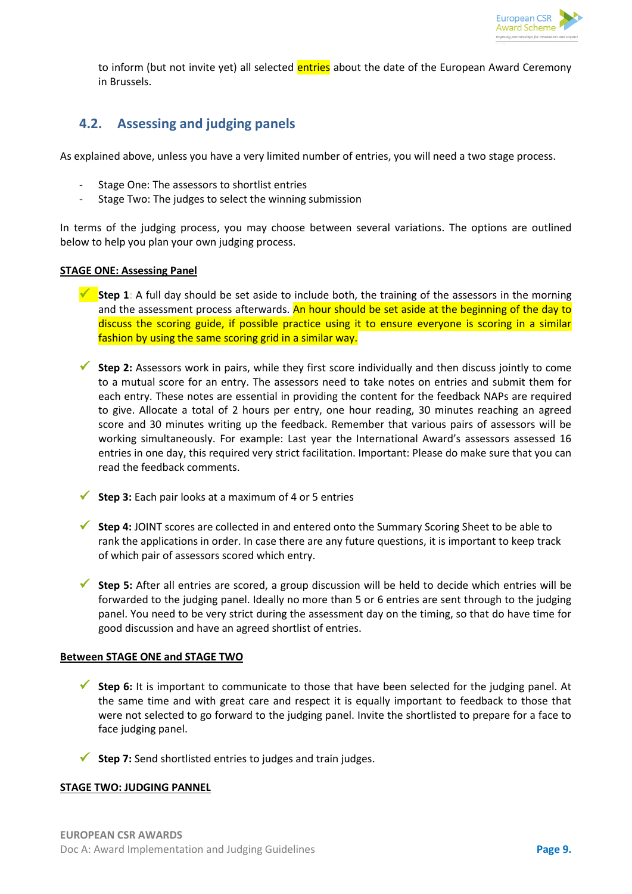to inform (but not invite yet) all selected entries about the date of the European Award Ceremony in Brussels.

## 4.2. Assessing and judging panels

As explained above, unless you have a very limited number of entries, you will need a two stage process.

- Stage One: The assessors to shortlist entries
- Stage Two: The judges to select the winning submission

In terms of the judging process, you may choose between several variations. The options are outlined below to help you plan your own judging process.

**STAGE ONE: Assessing Panel**

- ✓ **Step 1**: A full day should be set aside to include both, the training of the assessors in the morning and the assessment process afterwards. An hour should be set aside at the beginning of the day to discuss the scoring guide, if possible practice using it to ensure everyone is scoring in a similar fashion by using the same scoring grid in a similar way.

- ✓ **Step 2:** Assessors work in pairs, while they first score individually and then discuss jointly to come to a mutual score for an entry. The assessors need to take notes on entries and submit them for each entry. These notes are essential in providing the content for the feedback NAPs are required to give. Allocate a total of 2 hours per entry, one hour reading, 30 minutes reaching an agreed score and 30 minutes writing up the feedback. Remember that various pairs of assessors will be working simultaneously. For example: Last year the International Award's assessors assessed 16 entries in one day, this required very strict facilitation. Important: Please do make sure that you can read the feedback comments.

- ✓ **Step 3:** Each pair looks at a maximum of 4 or 5 entries

- ✓ **Step 4:** JOINT scores are collected in and entered onto the Summary Scoring Sheet to be able to rank the applications in order. In case there are any future questions, it is important to keep track of which pair of assessors scored which entry.

- ✓ **Step 5:** After all entries are scored, a group discussion will be held to decide which entries will be forwarded to the judging panel. Ideally no more than 5 or 6 entries are sent through to the judging panel. You need to be very strict during the assessment day on the timing, so that do have time for good discussion and have an agreed shortlist of entries.

**Between STAGE ONE and STAGE TWO**

- ✓ **Step 6:** It is important to communicate to those that have been selected for the judging panel. At the same time and with great care and respect it is equally important to feedback to those that were not selected to go forward to the judging panel. Invite the shortlisted to prepare for a face to face judging panel.

- ✓ **Step 7:** Send shortlisted entries to judges and train judges.

**STAGE TWO: JUDGING PANNEL**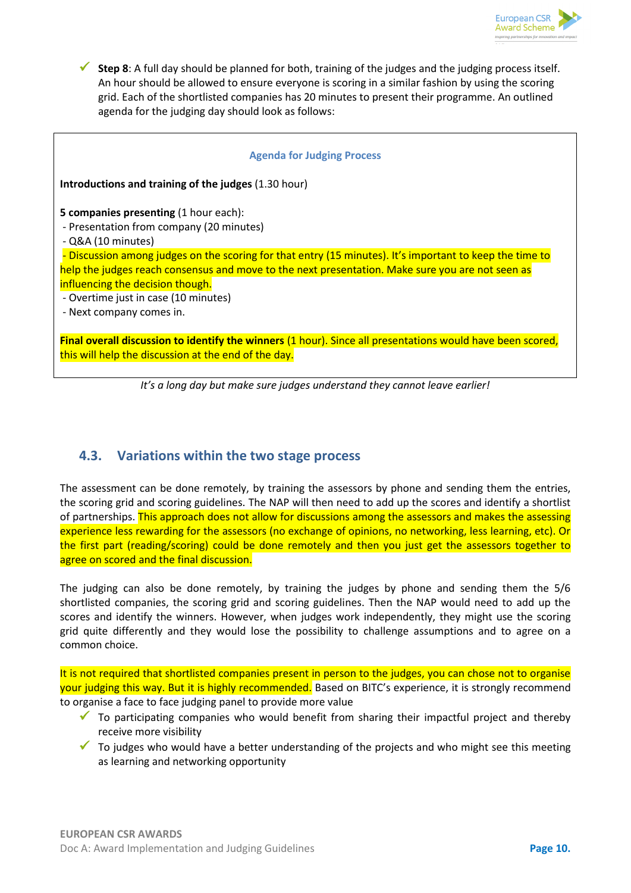- ✓ **Step 8**: A full day should be planned for both, training of the judges and the judging process itself. An hour should be allowed to ensure everyone is scoring in a similar fashion by using the scoring grid. Each of the shortlisted companies has 20 minutes to present their programme. An outlined agenda for the judging day should look as follows:

> **Agenda for Judging Process**
>
> **Introductions and training of the judges** (1.30 hour)
>
> **5 companies presenting** (1 hour each):
> - Presentation from company (20 minutes)
> - Q&A (10 minutes)
> - Discussion among judges on the scoring for that entry (15 minutes). It's important to keep the time to help the judges reach consensus and move to the next presentation. Make sure you are not seen as influencing the decision though.
> - Overtime just in case (10 minutes)
> - Next company comes in.
>
> **Final overall discussion to identify the winners** (1 hour). Since all presentations would have been scored, this will help the discussion at the end of the day.

*It's a long day but make sure judges understand they cannot leave earlier!*

## 4.3. Variations within the two stage process

The assessment can be done remotely, by training the assessors by phone and sending them the entries, the scoring grid and scoring guidelines. The NAP will then need to add up the scores and identify a shortlist of partnerships. This approach does not allow for discussions among the assessors and makes the assessing experience less rewarding for the assessors (no exchange of opinions, no networking, less learning, etc). Or the first part (reading/scoring) could be done remotely and then you just get the assessors together to agree on scored and the final discussion.

The judging can also be done remotely, by training the judges by phone and sending them the 5/6 shortlisted companies, the scoring grid and scoring guidelines. Then the NAP would need to add up the scores and identify the winners. However, when judges work independently, they might use the scoring grid quite differently and they would lose the possibility to challenge assumptions and to agree on a common choice.

It is not required that shortlisted companies present in person to the judges, you can chose not to organise your judging this way. But it is highly recommended. Based on BITC's experience, it is strongly recommend to organise a face to face judging panel to provide more value

- ✓ To participating companies who would benefit from sharing their impactful project and thereby receive more visibility
- ✓ To judges who would have a better understanding of the projects and who might see this meeting as learning and networking opportunity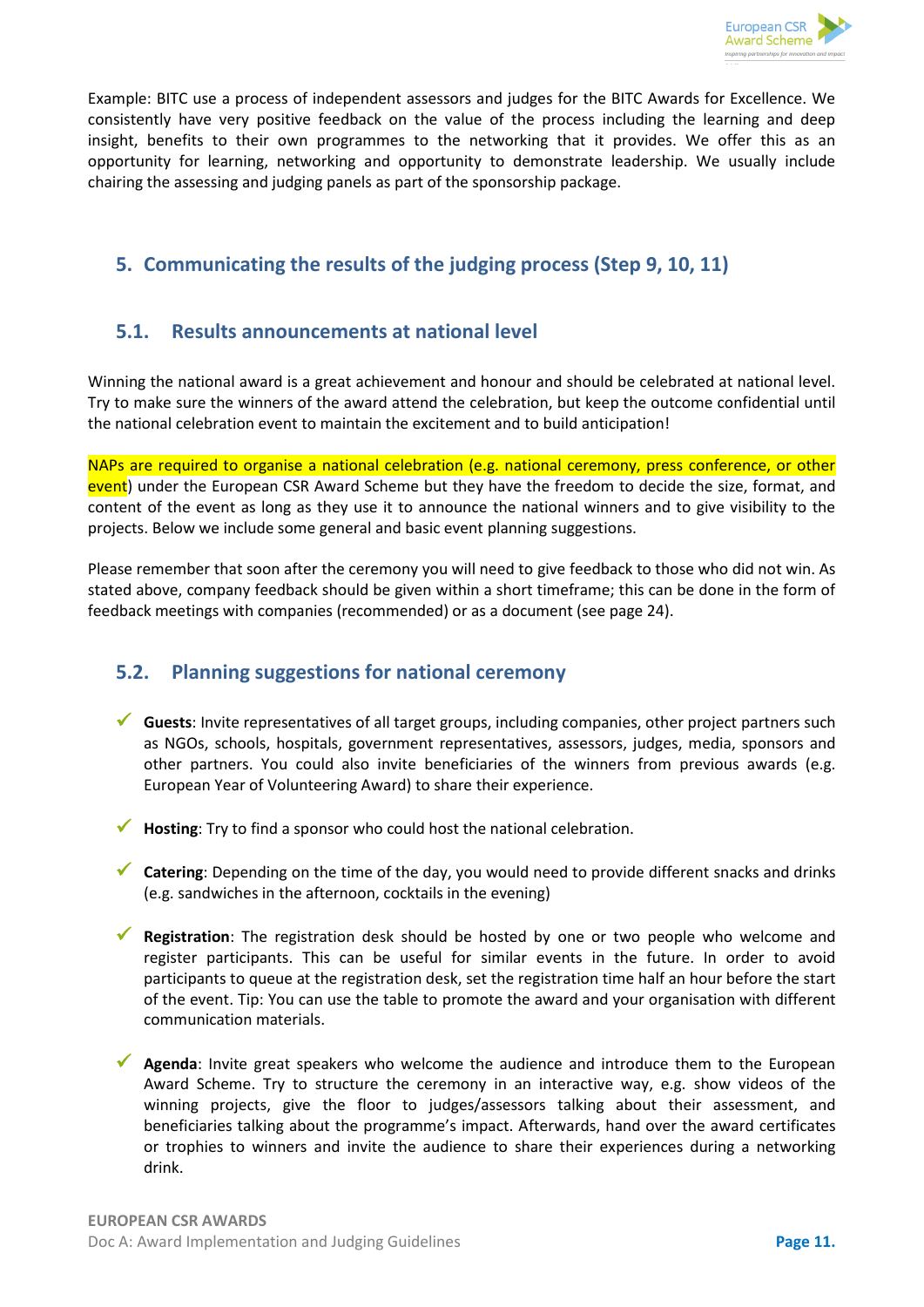Example: BITC use a process of independent assessors and judges for the BITC Awards for Excellence. We consistently have very positive feedback on the value of the process including the learning and deep insight, benefits to their own programmes to the networking that it provides. We offer this as an opportunity for learning, networking and opportunity to demonstrate leadership. We usually include chairing the assessing and judging panels as part of the sponsorship package.

## 5. Communicating the results of the judging process (Step 9, 10, 11)

### 5.1. Results announcements at national level

Winning the national award is a great achievement and honour and should be celebrated at national level. Try to make sure the winners of the award attend the celebration, but keep the outcome confidential until the national celebration event to maintain the excitement and to build anticipation!

NAPs are required to organise a national celebration (e.g. national ceremony, press conference, or other event) under the European CSR Award Scheme but they have the freedom to decide the size, format, and content of the event as long as they use it to announce the national winners and to give visibility to the projects. Below we include some general and basic event planning suggestions.

Please remember that soon after the ceremony you will need to give feedback to those who did not win. As stated above, company feedback should be given within a short timeframe; this can be done in the form of feedback meetings with companies (recommended) or as a document (see page 24).

### 5.2. Planning suggestions for national ceremony

- ✓ **Guests**: Invite representatives of all target groups, including companies, other project partners such as NGOs, schools, hospitals, government representatives, assessors, judges, media, sponsors and other partners. You could also invite beneficiaries of the winners from previous awards (e.g. European Year of Volunteering Award) to share their experience.

- ✓ **Hosting**: Try to find a sponsor who could host the national celebration.

- ✓ **Catering**: Depending on the time of the day, you would need to provide different snacks and drinks (e.g. sandwiches in the afternoon, cocktails in the evening)

- ✓ **Registration**: The registration desk should be hosted by one or two people who welcome and register participants. This can be useful for similar events in the future. In order to avoid participants to queue at the registration desk, set the registration time half an hour before the start of the event. Tip: You can use the table to promote the award and your organisation with different communication materials.

- ✓ **Agenda**: Invite great speakers who welcome the audience and introduce them to the European Award Scheme. Try to structure the ceremony in an interactive way, e.g. show videos of the winning projects, give the floor to judges/assessors talking about their assessment, and beneficiaries talking about the programme's impact. Afterwards, hand over the award certificates or trophies to winners and invite the audience to share their experiences during a networking drink.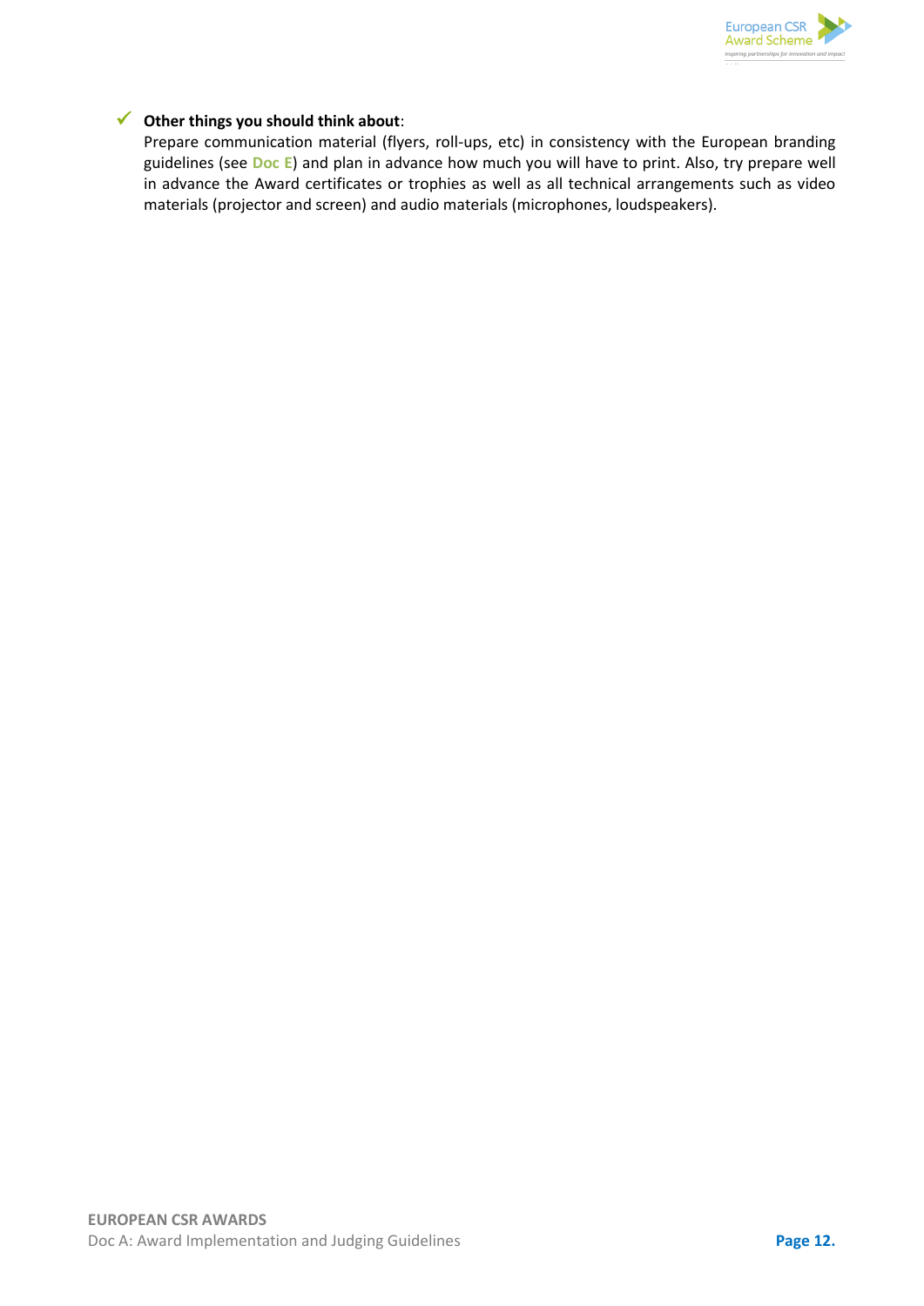- ✓ **Other things you should think about**:
  Prepare communication material (flyers, roll-ups, etc) in consistency with the European branding guidelines (see **Doc E**) and plan in advance how much you will have to print. Also, try prepare well in advance the Award certificates or trophies as well as all technical arrangements such as video materials (projector and screen) and audio materials (microphones, loudspeakers).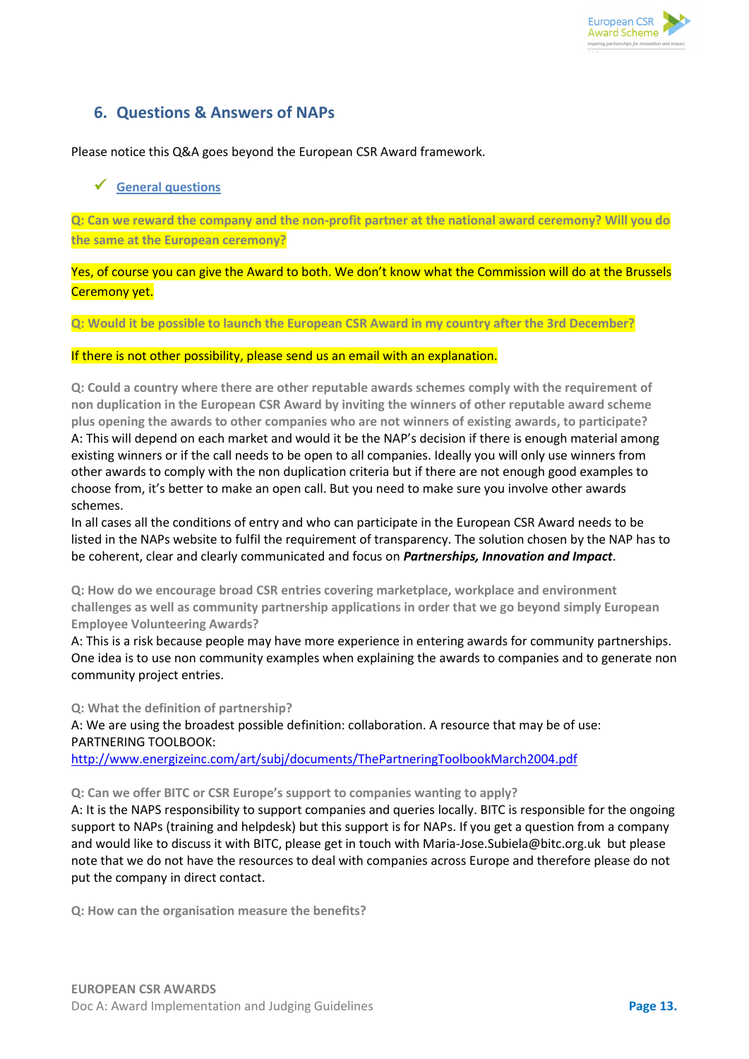## 6. Questions & Answers of NAPs

Please notice this Q&A goes beyond the European CSR Award framework.

- ✓ General questions

**Q: Can we reward the company and the non-profit partner at the national award ceremony? Will you do the same at the European ceremony?**

Yes, of course you can give the Award to both. We don't know what the Commission will do at the Brussels Ceremony yet.

**Q: Would it be possible to launch the European CSR Award in my country after the 3rd December?**

If there is not other possibility, please send us an email with an explanation.

**Q: Could a country where there are other reputable awards schemes comply with the requirement of non duplication in the European CSR Award by inviting the winners of other reputable award scheme plus opening the awards to other companies who are not winners of existing awards, to participate?**
A: This will depend on each market and would it be the NAP's decision if there is enough material among existing winners or if the call needs to be open to all companies. Ideally you will only use winners from other awards to comply with the non duplication criteria but if there are not enough good examples to choose from, it's better to make an open call. But you need to make sure you involve other awards schemes.
In all cases all the conditions of entry and who can participate in the European CSR Award needs to be listed in the NAPs website to fulfil the requirement of transparency. The solution chosen by the NAP has to be coherent, clear and clearly communicated and focus on ***Partnerships, Innovation and Impact***.

**Q: How do we encourage broad CSR entries covering marketplace, workplace and environment challenges as well as community partnership applications in order that we go beyond simply European Employee Volunteering Awards?**
A: This is a risk because people may have more experience in entering awards for community partnerships. One idea is to use non community examples when explaining the awards to companies and to generate non community project entries.

**Q: What the definition of partnership?**
A: We are using the broadest possible definition: collaboration. A resource that may be of use:
PARTNERING TOOLBOOK:
http://www.energizeinc.com/art/subj/documents/ThePartneringToolbookMarch2004.pdf

**Q: Can we offer BITC or CSR Europe's support to companies wanting to apply?**
A: It is the NAPS responsibility to support companies and queries locally. BITC is responsible for the ongoing support to NAPs (training and helpdesk) but this support is for NAPs. If you get a question from a company and would like to discuss it with BITC, please get in touch with Maria-Jose.Subiela@bitc.org.uk but please note that we do not have the resources to deal with companies across Europe and therefore please do not put the company in direct contact.

**Q: How can the organisation measure the benefits?**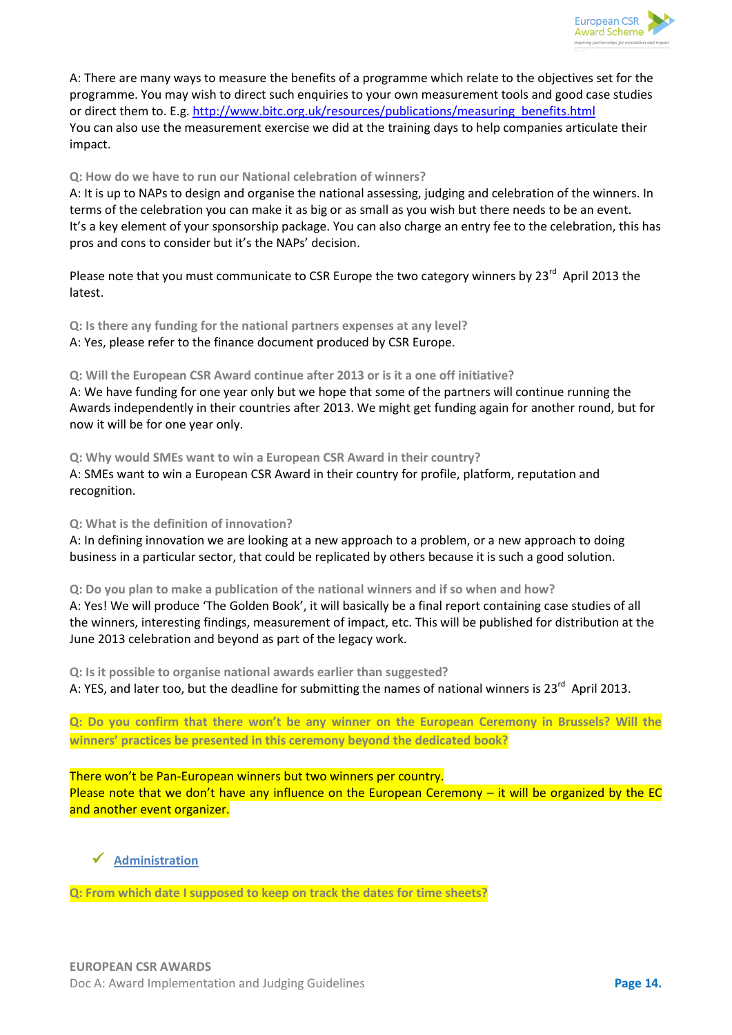A: There are many ways to measure the benefits of a programme which relate to the objectives set for the programme. You may wish to direct such enquiries to your own measurement tools and good case studies or direct them to. E.g. http://www.bitc.org.uk/resources/publications/measuring_benefits.html
You can also use the measurement exercise we did at the training days to help companies articulate their impact.

**Q: How do we have to run our National celebration of winners?**
A: It is up to NAPs to design and organise the national assessing, judging and celebration of the winners. In terms of the celebration you can make it as big or as small as you wish but there needs to be an event. It's a key element of your sponsorship package. You can also charge an entry fee to the celebration, this has pros and cons to consider but it's the NAPs' decision.

Please note that you must communicate to CSR Europe the two category winners by 23rd April 2013 the latest.

**Q: Is there any funding for the national partners expenses at any level?**
A: Yes, please refer to the finance document produced by CSR Europe.

**Q: Will the European CSR Award continue after 2013 or is it a one off initiative?**
A: We have funding for one year only but we hope that some of the partners will continue running the Awards independently in their countries after 2013. We might get funding again for another round, but for now it will be for one year only.

**Q: Why would SMEs want to win a European CSR Award in their country?**
A: SMEs want to win a European CSR Award in their country for profile, platform, reputation and recognition.

**Q: What is the definition of innovation?**
A: In defining innovation we are looking at a new approach to a problem, or a new approach to doing business in a particular sector, that could be replicated by others because it is such a good solution.

**Q: Do you plan to make a publication of the national winners and if so when and how?**
A: Yes! We will produce 'The Golden Book', it will basically be a final report containing case studies of all the winners, interesting findings, measurement of impact, etc. This will be published for distribution at the June 2013 celebration and beyond as part of the legacy work.

**Q: Is it possible to organise national awards earlier than suggested?**
A: YES, and later too, but the deadline for submitting the names of national winners is 23rd April 2013.

**Q: Do you confirm that there won't be any winner on the European Ceremony in Brussels? Will the winners' practices be presented in this ceremony beyond the dedicated book?**

There won't be Pan-European winners but two winners per country.
Please note that we don't have any influence on the European Ceremony – it will be organized by the EC and another event organizer.

- ✓ **Administration**

**Q: From which date I supposed to keep on track the dates for time sheets?**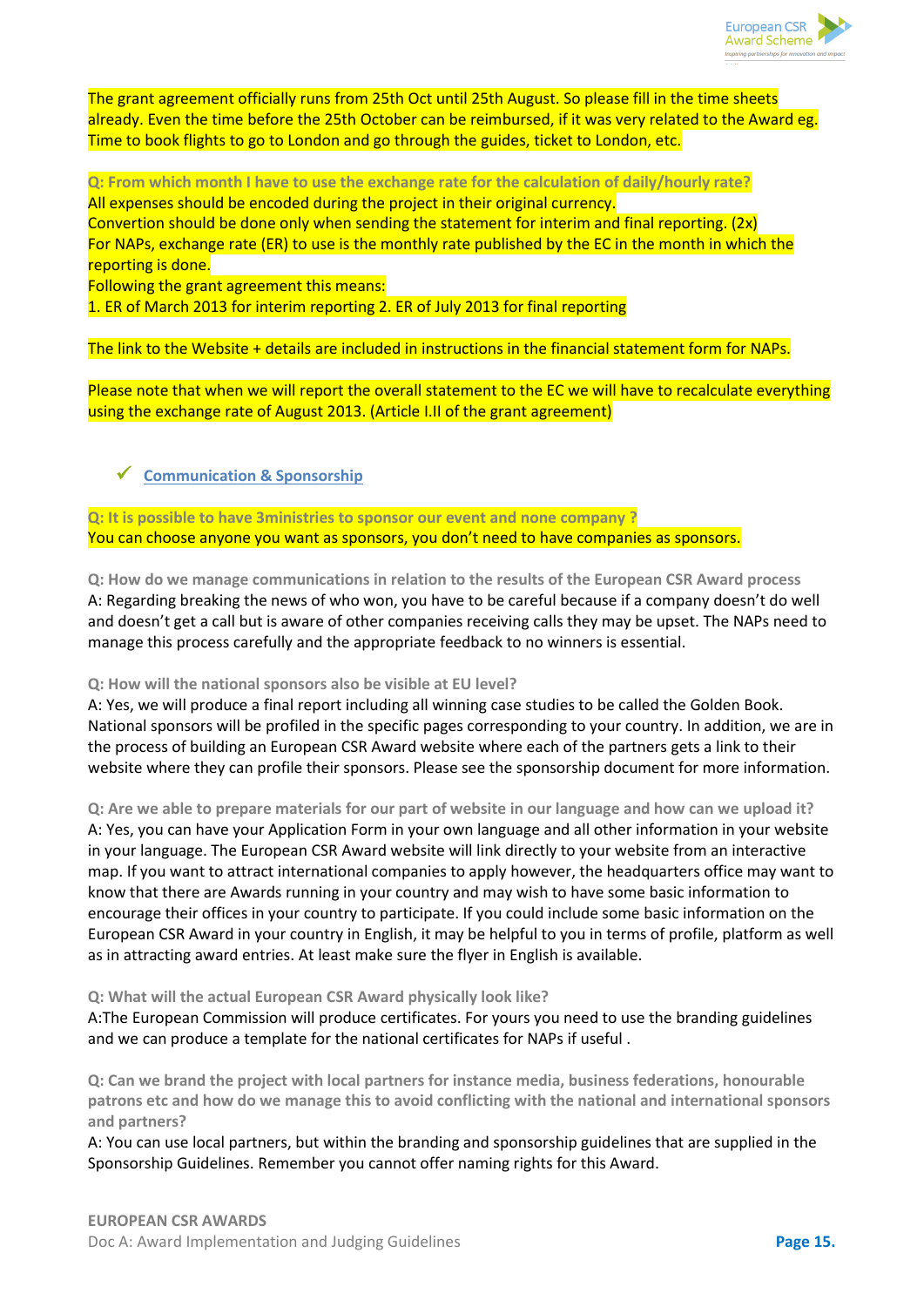The grant agreement officially runs from 25th Oct until 25th August. So please fill in the time sheets already. Even the time before the 25th October can be reimbursed, if it was very related to the Award eg. Time to book flights to go to London and go through the guides, ticket to London, etc.

**Q: From which month I have to use the exchange rate for the calculation of daily/hourly rate?**
All expenses should be encoded during the project in their original currency.
Convertion should be done only when sending the statement for interim and final reporting. (2x)
For NAPs, exchange rate (ER) to use is the monthly rate published by the EC in the month in which the reporting is done.
Following the grant agreement this means:
1. ER of March 2013 for interim reporting 2. ER of July 2013 for final reporting

The link to the Website + details are included in instructions in the financial statement form for NAPs.

Please note that when we will report the overall statement to the EC we will have to recalculate everything using the exchange rate of August 2013. (Article I.II of the grant agreement)

## ✓ Communication & Sponsorship

**Q: It is possible to have 3ministries to sponsor our event and none company ?**
You can choose anyone you want as sponsors, you don't need to have companies as sponsors.

**Q: How do we manage communications in relation to the results of the European CSR Award process**
A: Regarding breaking the news of who won, you have to be careful because if a company doesn't do well and doesn't get a call but is aware of other companies receiving calls they may be upset. The NAPs need to manage this process carefully and the appropriate feedback to no winners is essential.

**Q: How will the national sponsors also be visible at EU level?**
A: Yes, we will produce a final report including all winning case studies to be called the Golden Book. National sponsors will be profiled in the specific pages corresponding to your country. In addition, we are in the process of building an European CSR Award website where each of the partners gets a link to their website where they can profile their sponsors. Please see the sponsorship document for more information.

**Q: Are we able to prepare materials for our part of website in our language and how can we upload it?**
A: Yes, you can have your Application Form in your own language and all other information in your website in your language. The European CSR Award website will link directly to your website from an interactive map. If you want to attract international companies to apply however, the headquarters office may want to know that there are Awards running in your country and may wish to have some basic information to encourage their offices in your country to participate. If you could include some basic information on the European CSR Award in your country in English, it may be helpful to you in terms of profile, platform as well as in attracting award entries. At least make sure the flyer in English is available.

**Q: What will the actual European CSR Award physically look like?**
A:The European Commission will produce certificates. For yours you need to use the branding guidelines and we can produce a template for the national certificates for NAPs if useful .

**Q: Can we brand the project with local partners for instance media, business federations, honourable patrons etc and how do we manage this to avoid conflicting with the national and international sponsors and partners?**
A: You can use local partners, but within the branding and sponsorship guidelines that are supplied in the Sponsorship Guidelines. Remember you cannot offer naming rights for this Award.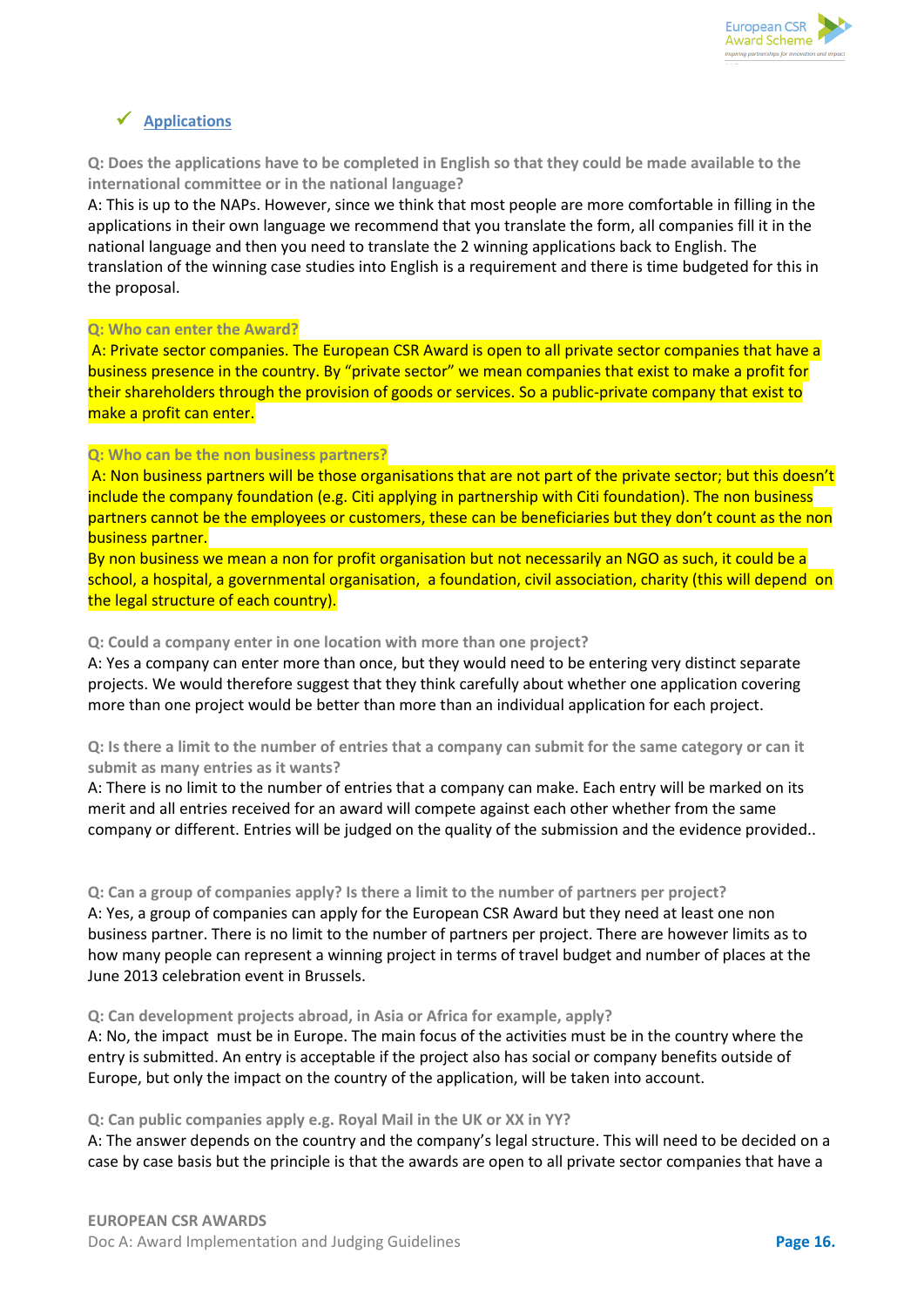## ✓ Applications

**Q: Does the applications have to be completed in English so that they could be made available to the international committee or in the national language?**

A: This is up to the NAPs. However, since we think that most people are more comfortable in filling in the applications in their own language we recommend that you translate the form, all companies fill it in the national language and then you need to translate the 2 winning applications back to English. The translation of the winning case studies into English is a requirement and there is time budgeted for this in the proposal.

**Q: Who can enter the Award?**

A: Private sector companies. The European CSR Award is open to all private sector companies that have a business presence in the country. By "private sector" we mean companies that exist to make a profit for their shareholders through the provision of goods or services. So a public-private company that exist to make a profit can enter.

**Q: Who can be the non business partners?**

A: Non business partners will be those organisations that are not part of the private sector; but this doesn't include the company foundation (e.g. Citi applying in partnership with Citi foundation). The non business partners cannot be the employees or customers, these can be beneficiaries but they don't count as the non business partner.

By non business we mean a non for profit organisation but not necessarily an NGO as such, it could be a school, a hospital, a governmental organisation, a foundation, civil association, charity (this will depend on the legal structure of each country).

**Q: Could a company enter in one location with more than one project?**

A: Yes a company can enter more than once, but they would need to be entering very distinct separate projects. We would therefore suggest that they think carefully about whether one application covering more than one project would be better than more than an individual application for each project.

**Q: Is there a limit to the number of entries that a company can submit for the same category or can it submit as many entries as it wants?**

A: There is no limit to the number of entries that a company can make. Each entry will be marked on its merit and all entries received for an award will compete against each other whether from the same company or different. Entries will be judged on the quality of the submission and the evidence provided..

**Q: Can a group of companies apply? Is there a limit to the number of partners per project?**

A: Yes, a group of companies can apply for the European CSR Award but they need at least one non business partner. There is no limit to the number of partners per project. There are however limits as to how many people can represent a winning project in terms of travel budget and number of places at the June 2013 celebration event in Brussels.

**Q: Can development projects abroad, in Asia or Africa for example, apply?**

A: No, the impact must be in Europe. The main focus of the activities must be in the country where the entry is submitted. An entry is acceptable if the project also has social or company benefits outside of Europe, but only the impact on the country of the application, will be taken into account.

**Q: Can public companies apply e.g. Royal Mail in the UK or XX in YY?**

A: The answer depends on the country and the company's legal structure. This will need to be decided on a case by case basis but the principle is that the awards are open to all private sector companies that have a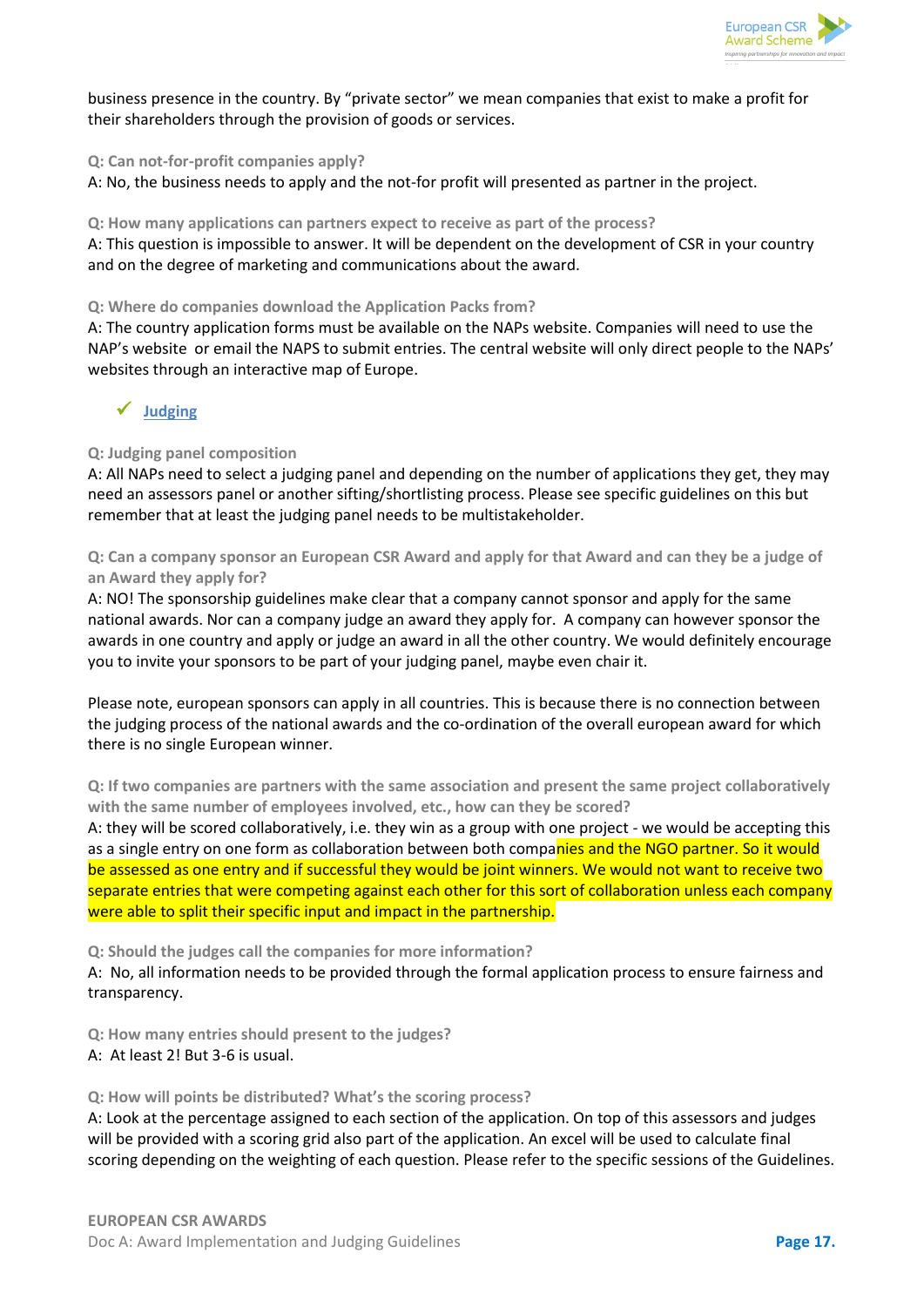business presence in the country. By "private sector" we mean companies that exist to make a profit for their shareholders through the provision of goods or services.

**Q: Can not-for-profit companies apply?**
A: No, the business needs to apply and the not-for profit will presented as partner in the project.

**Q: How many applications can partners expect to receive as part of the process?**
A: This question is impossible to answer. It will be dependent on the development of CSR in your country and on the degree of marketing and communications about the award.

**Q: Where do companies download the Application Packs from?**
A: The country application forms must be available on the NAPs website. Companies will need to use the NAP's website or email the NAPS to submit entries. The central website will only direct people to the NAPs' websites through an interactive map of Europe.

- ✓ **Judging**

**Q: Judging panel composition**
A: All NAPs need to select a judging panel and depending on the number of applications they get, they may need an assessors panel or another sifting/shortlisting process. Please see specific guidelines on this but remember that at least the judging panel needs to be multistakeholder.

**Q: Can a company sponsor an European CSR Award and apply for that Award and can they be a judge of an Award they apply for?**
A: NO! The sponsorship guidelines make clear that a company cannot sponsor and apply for the same national awards. Nor can a company judge an award they apply for. A company can however sponsor the awards in one country and apply or judge an award in all the other country. We would definitely encourage you to invite your sponsors to be part of your judging panel, maybe even chair it.

Please note, european sponsors can apply in all countries. This is because there is no connection between the judging process of the national awards and the co-ordination of the overall european award for which there is no single European winner.

**Q: If two companies are partners with the same association and present the same project collaboratively with the same number of employees involved, etc., how can they be scored?**
A: they will be scored collaboratively, i.e. they win as a group with one project - we would be accepting this as a single entry on one form as collaboration between both companies and the NGO partner. So it would be assessed as one entry and if successful they would be joint winners. We would not want to receive two separate entries that were competing against each other for this sort of collaboration unless each company were able to split their specific input and impact in the partnership.

**Q: Should the judges call the companies for more information?**
A: No, all information needs to be provided through the formal application process to ensure fairness and transparency.

**Q: How many entries should present to the judges?**
A: At least 2! But 3-6 is usual.

**Q: How will points be distributed? What's the scoring process?**
A: Look at the percentage assigned to each section of the application. On top of this assessors and judges will be provided with a scoring grid also part of the application. An excel will be used to calculate final scoring depending on the weighting of each question. Please refer to the specific sessions of the Guidelines.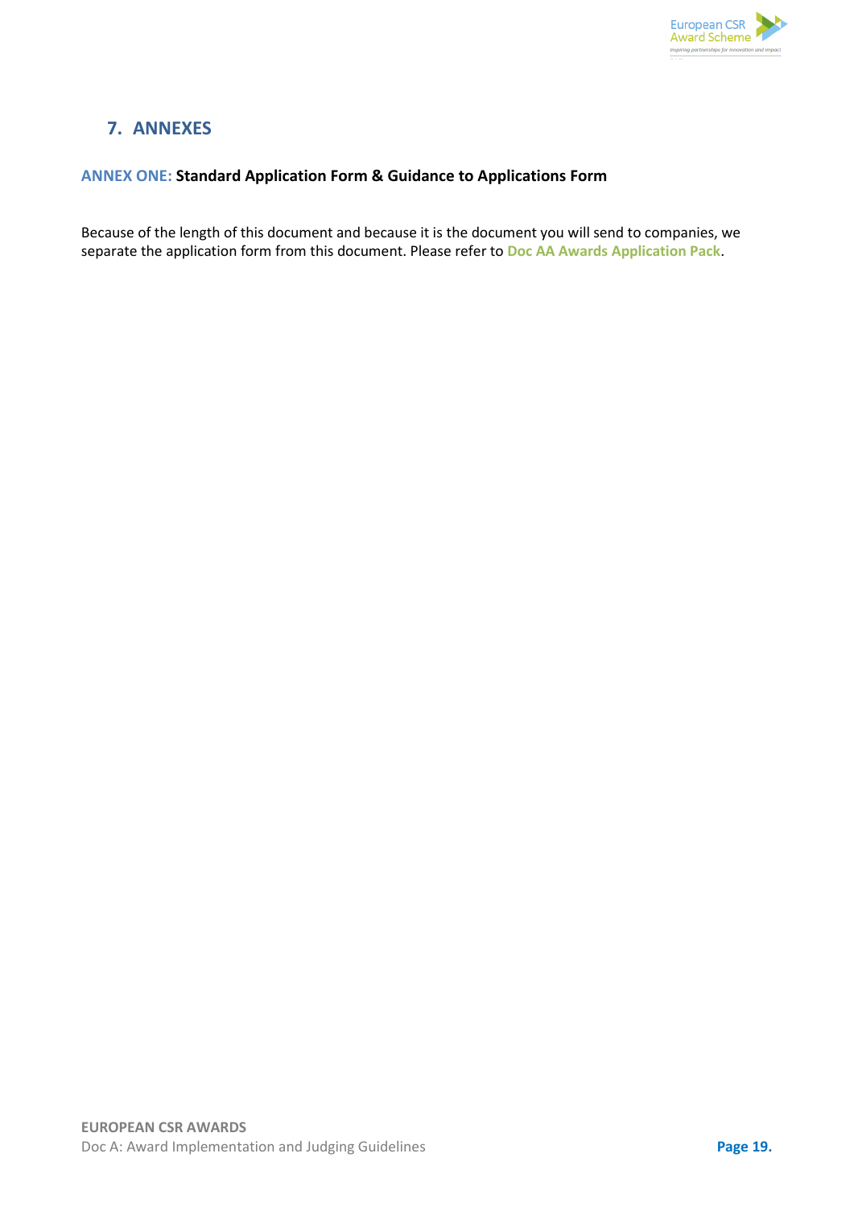## 7. ANNEXES

### ANNEX ONE: Standard Application Form & Guidance to Applications Form

Because of the length of this document and because it is the document you will send to companies, we separate the application form from this document. Please refer to **Doc AA Awards Application Pack**.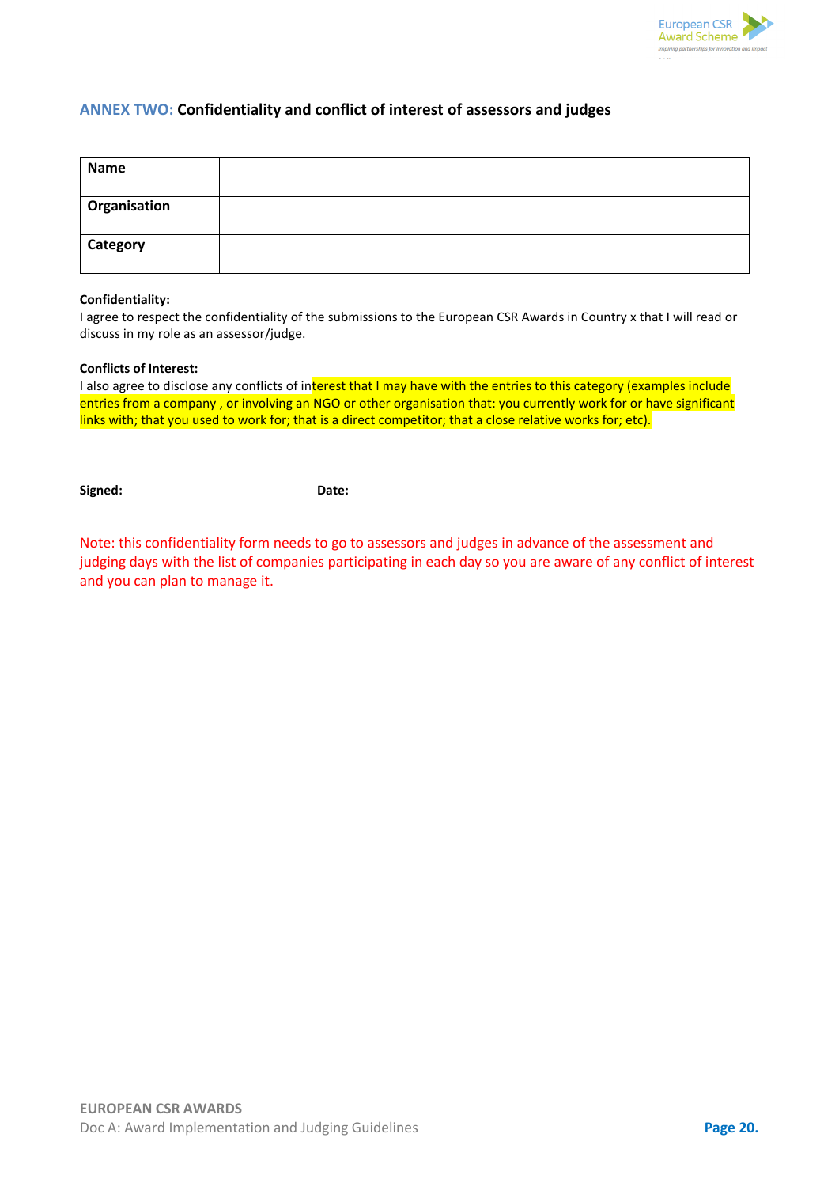## ANNEX TWO: Confidentiality and conflict of interest of assessors and judges

| Name | |
|---|---|
| Organisation | |
| Category | |

**Confidentiality:**

I agree to respect the confidentiality of the submissions to the European CSR Awards in Country x that I will read or discuss in my role as an assessor/judge.

**Conflicts of Interest:**

I also agree to disclose any conflicts of interest that I may have with the entries to this category (examples include entries from a company , or involving an NGO or other organisation that: you currently work for or have significant links with; that you used to work for; that is a direct competitor; that a close relative works for; etc).

**Signed:** **Date:**

Note: this confidentiality form needs to go to assessors and judges in advance of the assessment and judging days with the list of companies participating in each day so you are aware of any conflict of interest and you can plan to manage it.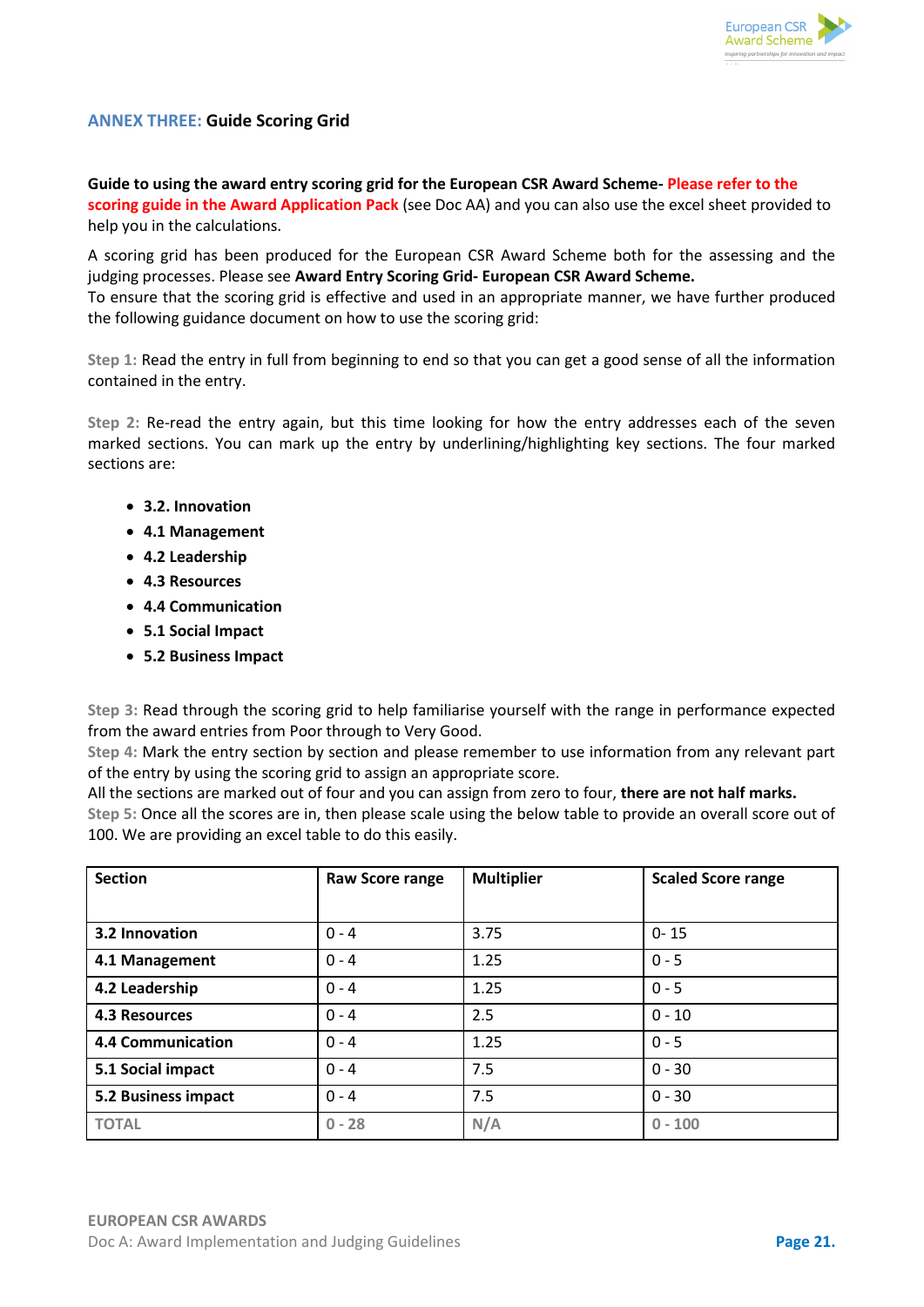## ANNEX THREE: Guide Scoring Grid

**Guide to using the award entry scoring grid for the European CSR Award Scheme- Please refer to the scoring guide in the Award Application Pack** (see Doc AA) and you can also use the excel sheet provided to help you in the calculations.

A scoring grid has been produced for the European CSR Award Scheme both for the assessing and the judging processes. Please see **Award Entry Scoring Grid- European CSR Award Scheme.**
To ensure that the scoring grid is effective and used in an appropriate manner, we have further produced the following guidance document on how to use the scoring grid:

Step 1: Read the entry in full from beginning to end so that you can get a good sense of all the information contained in the entry.

Step 2: Re-read the entry again, but this time looking for how the entry addresses each of the seven marked sections. You can mark up the entry by underlining/highlighting key sections. The four marked sections are:

- **3.2. Innovation**
- **4.1 Management**
- **4.2 Leadership**
- **4.3 Resources**
- **4.4 Communication**
- **5.1 Social Impact**
- **5.2 Business Impact**

Step 3: Read through the scoring grid to help familiarise yourself with the range in performance expected from the award entries from Poor through to Very Good.
Step 4: Mark the entry section by section and please remember to use information from any relevant part of the entry by using the scoring grid to assign an appropriate score.
All the sections are marked out of four and you can assign from zero to four, **there are not half marks.**
Step 5: Once all the scores are in, then please scale using the below table to provide an overall score out of 100. We are providing an excel table to do this easily.

| Section | Raw Score range | Multiplier | Scaled Score range |
|---|---|---|---|
| **3.2 Innovation** | 0 - 4 | 3.75 | 0- 15 |
| **4.1 Management** | 0 - 4 | 1.25 | 0 - 5 |
| **4.2 Leadership** | 0 - 4 | 1.25 | 0 - 5 |
| **4.3 Resources** | 0 - 4 | 2.5 | 0 - 10 |
| **4.4 Communication** | 0 - 4 | 1.25 | 0 - 5 |
| **5.1 Social impact** | 0 - 4 | 7.5 | 0 - 30 |
| **5.2 Business impact** | 0 - 4 | 7.5 | 0 - 30 |
| **TOTAL** | **0 - 28** | **N/A** | **0 - 100** |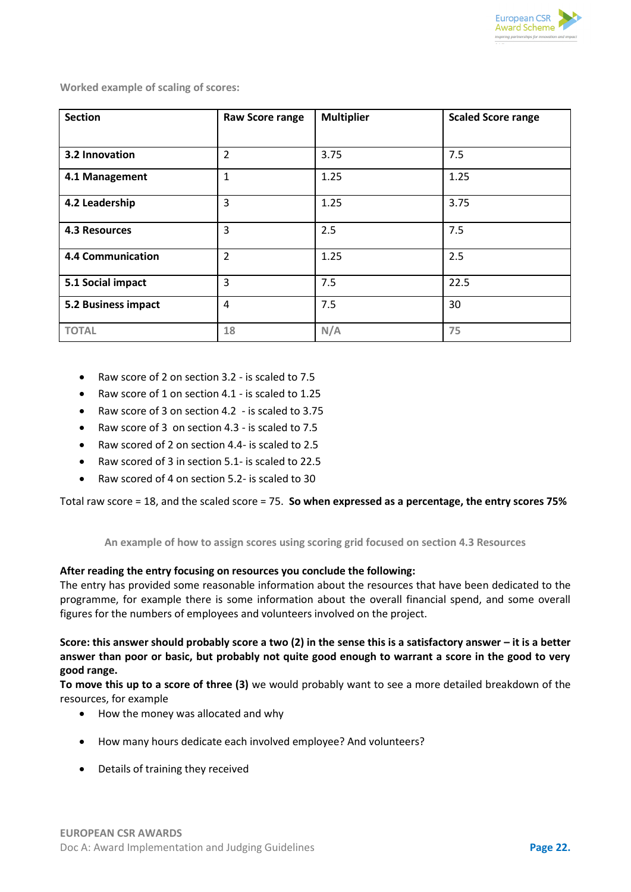Worked example of scaling of scores:

| Section | Raw Score range | Multiplier | Scaled Score range |
|---|---|---|---|
| **3.2 Innovation** | 2 | 3.75 | 7.5 |
| **4.1 Management** | 1 | 1.25 | 1.25 |
| **4.2 Leadership** | 3 | 1.25 | 3.75 |
| **4.3 Resources** | 3 | 2.5 | 7.5 |
| **4.4 Communication** | 2 | 1.25 | 2.5 |
| **5.1 Social impact** | 3 | 7.5 | 22.5 |
| **5.2 Business impact** | 4 | 7.5 | 30 |
| **TOTAL** | **18** | **N/A** | **75** |

- Raw score of 2 on section 3.2 - is scaled to 7.5
- Raw score of 1 on section 4.1 - is scaled to 1.25
- Raw score of 3 on section 4.2 - is scaled to 3.75
- Raw score of 3 on section 4.3 - is scaled to 7.5
- Raw scored of 2 on section 4.4- is scaled to 2.5
- Raw scored of 3 in section 5.1- is scaled to 22.5
- Raw scored of 4 on section 5.2- is scaled to 30

Total raw score = 18, and the scaled score = 75. **So when expressed as a percentage, the entry scores 75%**

### An example of how to assign scores using scoring grid focused on section 4.3 Resources

**After reading the entry focusing on resources you conclude the following:**
The entry has provided some reasonable information about the resources that have been dedicated to the programme, for example there is some information about the overall financial spend, and some overall figures for the numbers of employees and volunteers involved on the project.

**Score: this answer should probably score a two (2) in the sense this is a satisfactory answer – it is a better answer than poor or basic, but probably not quite good enough to warrant a score in the good to very good range.**
**To move this up to a score of three (3)** we would probably want to see a more detailed breakdown of the resources, for example

- How the money was allocated and why
- How many hours dedicate each involved employee? And volunteers?
- Details of training they received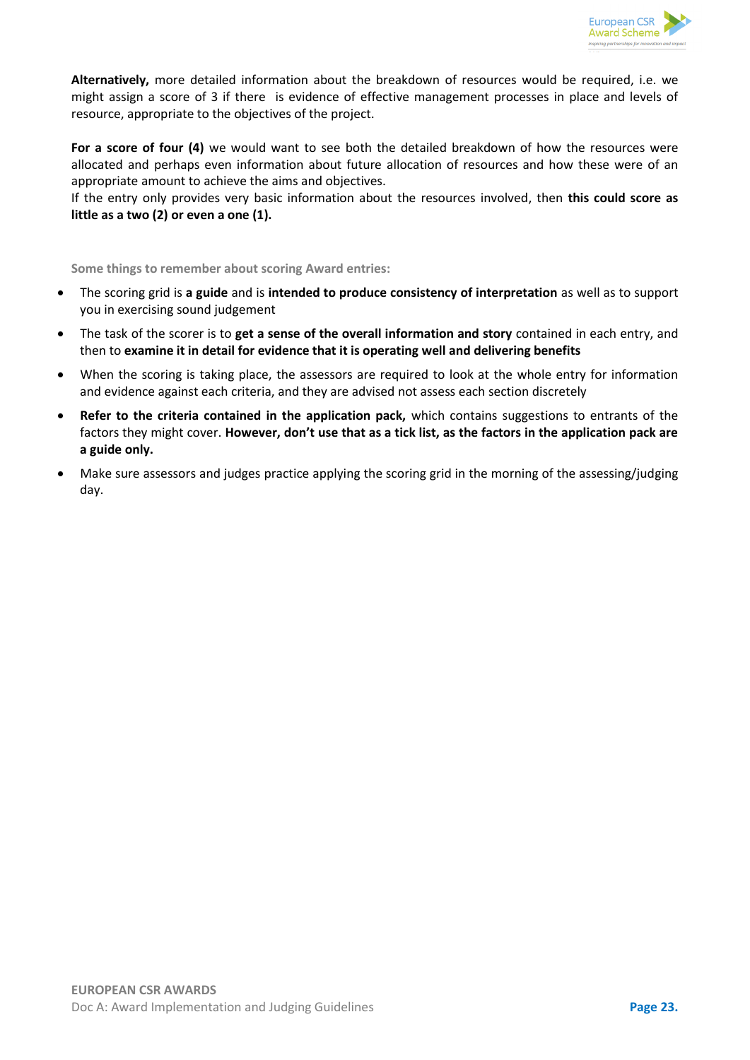**Alternatively,** more detailed information about the breakdown of resources would be required, i.e. we might assign a score of 3 if there is evidence of effective management processes in place and levels of resource, appropriate to the objectives of the project.

**For a score of four (4)** we would want to see both the detailed breakdown of how the resources were allocated and perhaps even information about future allocation of resources and how these were of an appropriate amount to achieve the aims and objectives.
If the entry only provides very basic information about the resources involved, then **this could score as little as a two (2) or even a one (1).**

**Some things to remember about scoring Award entries:**

- The scoring grid is **a guide** and is **intended to produce consistency of interpretation** as well as to support you in exercising sound judgement
- The task of the scorer is to **get a sense of the overall information and story** contained in each entry, and then to **examine it in detail for evidence that it is operating well and delivering benefits**
- When the scoring is taking place, the assessors are required to look at the whole entry for information and evidence against each criteria, and they are advised not assess each section discretely
- **Refer to the criteria contained in the application pack,** which contains suggestions to entrants of the factors they might cover. **However, don't use that as a tick list, as the factors in the application pack are a guide only.**
- Make sure assessors and judges practice applying the scoring grid in the morning of the assessing/judging day.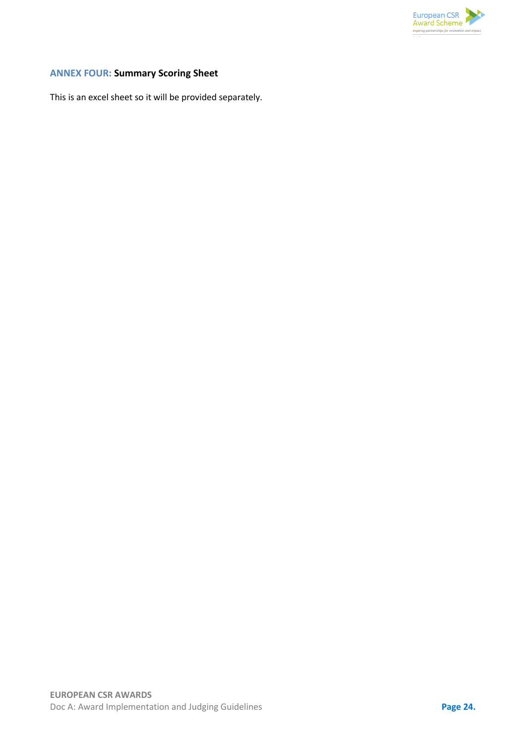## ANNEX FOUR: Summary Scoring Sheet

This is an excel sheet so it will be provided separately.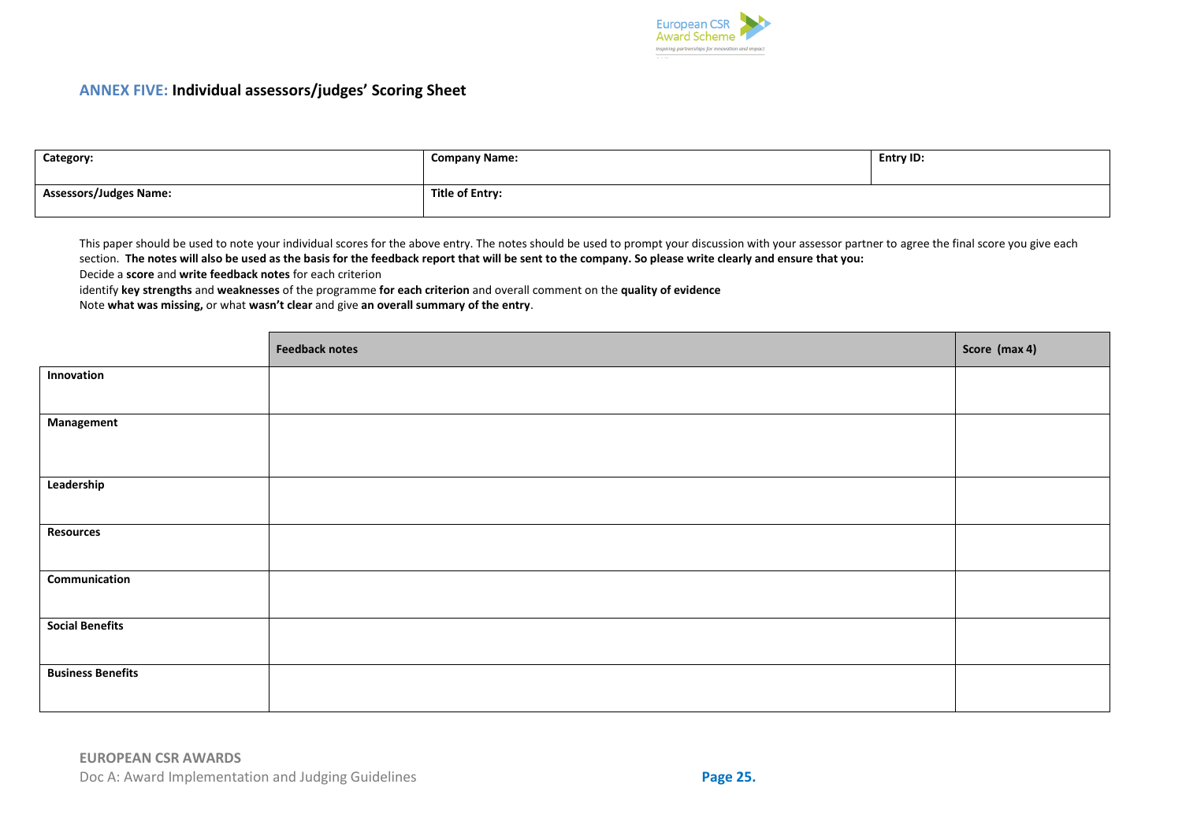## **ANNEX FIVE:** Individual assessors/judges' Scoring Sheet

| **Category:** | **Company Name:** | **Entry ID:** |
|---|---|---|
| **Assessors/Judges Name:** | **Title of Entry:** | |

This paper should be used to note your individual scores for the above entry. The notes should be used to prompt your discussion with your assessor partner to agree the final score you give each section. **The notes will also be used as the basis for the feedback report that will be sent to the company. So please write clearly and ensure that you:**

Decide a **score** and **write feedback notes** for each criterion

identify **key strengths** and **weaknesses** of the programme **for each criterion** and overall comment on the **quality of evidence**

Note **what was missing,** or what **wasn't clear** and give **an overall summary of the entry**.

| | **Feedback notes** | **Score (max 4)** |
|---|---|---|
| **Innovation** | | |
| **Management** | | |
| **Leadership** | | |
| **Resources** | | |
| **Communication** | | |
| **Social Benefits** | | |
| **Business Benefits** | | |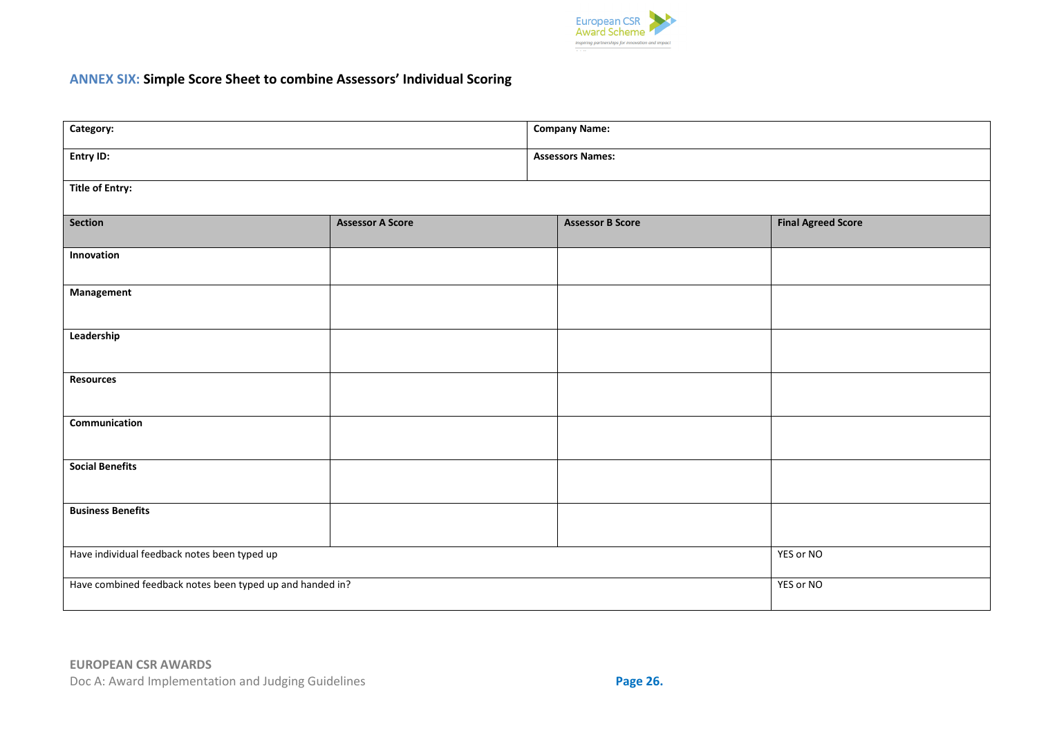## ANNEX SIX: Simple Score Sheet to combine Assessors' Individual Scoring

| **Category:** | | **Company Name:** | |
|---|---|---|---|
| **Entry ID:** | | **Assessors Names:** | |
| **Title of Entry:** | | | |

| **Section** | **Assessor A Score** | **Assessor B Score** | **Final Agreed Score** |
|---|---|---|---|
| **Innovation** | | | |
| **Management** | | | |
| **Leadership** | | | |
| **Resources** | | | |
| **Communication** | | | |
| **Social Benefits** | | | |
| **Business Benefits** | | | |
| Have individual feedback notes been typed up | | | YES or NO |
| Have combined feedback notes been typed up and handed in? | | | YES or NO |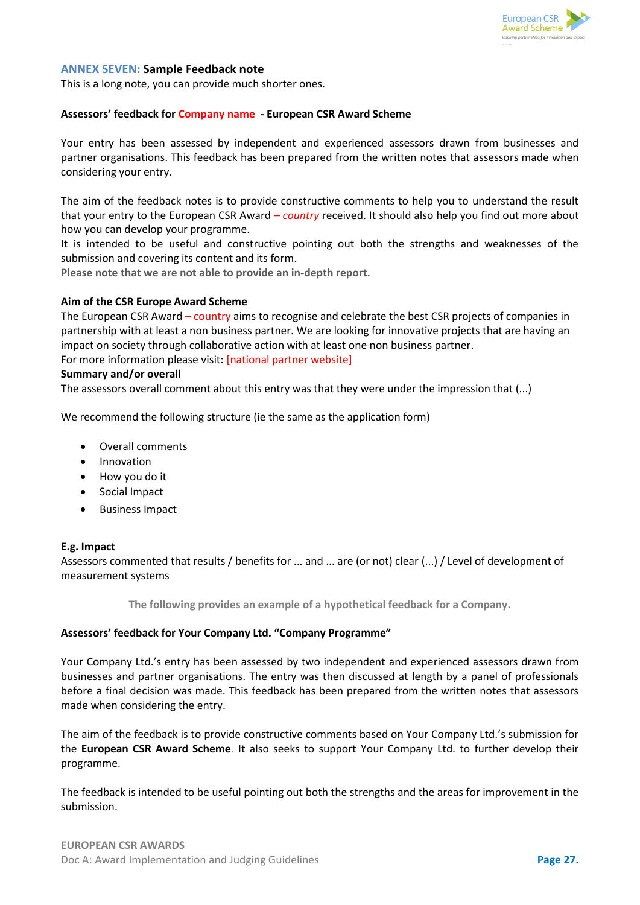## ANNEX SEVEN: Sample Feedback note

This is a long note, you can provide much shorter ones.

**Assessors' feedback for Company name - European CSR Award Scheme**

Your entry has been assessed by independent and experienced assessors drawn from businesses and partner organisations. This feedback has been prepared from the written notes that assessors made when considering your entry.

The aim of the feedback notes is to provide constructive comments to help you to understand the result that your entry to the European CSR Award – *country* received. It should also help you find out more about how you can develop your programme.
It is intended to be useful and constructive pointing out both the strengths and weaknesses of the submission and covering its content and its form.
**Please note that we are not able to provide an in-depth report.**

**Aim of the CSR Europe Award Scheme**
The European CSR Award – country aims to recognise and celebrate the best CSR projects of companies in partnership with at least a non business partner. We are looking for innovative projects that are having an impact on society through collaborative action with at least one non business partner.
For more information please visit: [national partner website]

**Summary and/or overall**
The assessors overall comment about this entry was that they were under the impression that (...)

We recommend the following structure (ie the same as the application form)

- Overall comments
- Innovation
- How you do it
- Social Impact
- Business Impact

**E.g. Impact**
Assessors commented that results / benefits for ... and ... are (or not) clear (...) / Level of development of measurement systems

**The following provides an example of a hypothetical feedback for a Company.**

**Assessors' feedback for Your Company Ltd. "Company Programme"**

Your Company Ltd.'s entry has been assessed by two independent and experienced assessors drawn from businesses and partner organisations. The entry was then discussed at length by a panel of professionals before a final decision was made. This feedback has been prepared from the written notes that assessors made when considering the entry.

The aim of the feedback is to provide constructive comments based on Your Company Ltd.'s submission for the **European CSR Award Scheme**. It also seeks to support Your Company Ltd. to further develop their programme.

The feedback is intended to be useful pointing out both the strengths and the areas for improvement in the submission.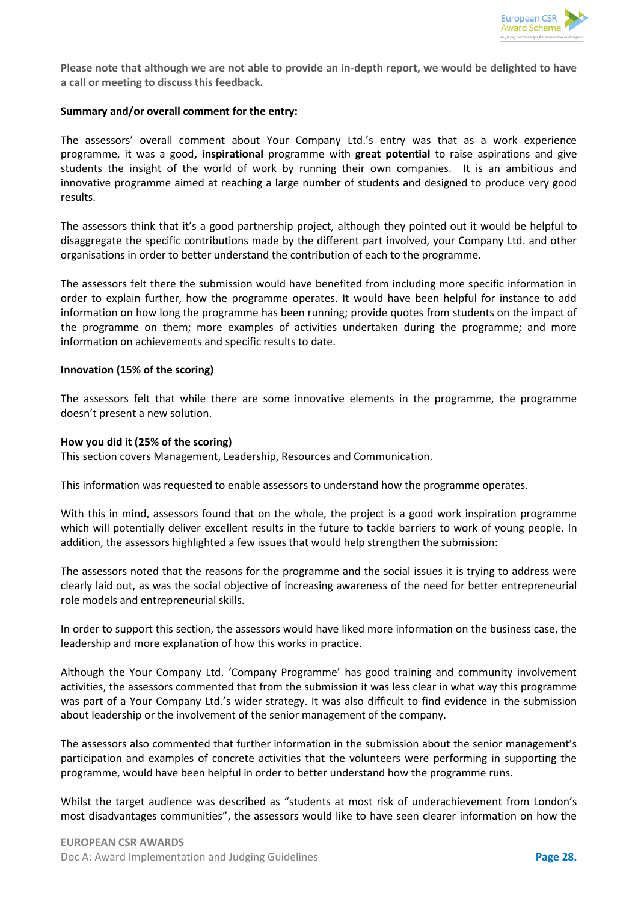**Please note that although we are not able to provide an in-depth report, we would be delighted to have a call or meeting to discuss this feedback.**

**Summary and/or overall comment for the entry:**

The assessors' overall comment about Your Company Ltd.'s entry was that as a work experience programme, it was a good**, inspirational** programme with **great potential** to raise aspirations and give students the insight of the world of work by running their own companies. It is an ambitious and innovative programme aimed at reaching a large number of students and designed to produce very good results.

The assessors think that it's a good partnership project, although they pointed out it would be helpful to disaggregate the specific contributions made by the different part involved, your Company Ltd. and other organisations in order to better understand the contribution of each to the programme.

The assessors felt there the submission would have benefited from including more specific information in order to explain further, how the programme operates. It would have been helpful for instance to add information on how long the programme has been running; provide quotes from students on the impact of the programme on them; more examples of activities undertaken during the programme; and more information on achievements and specific results to date.

**Innovation (15% of the scoring)**

The assessors felt that while there are some innovative elements in the programme, the programme doesn't present a new solution.

**How you did it (25% of the scoring)**
This section covers Management, Leadership, Resources and Communication.

This information was requested to enable assessors to understand how the programme operates.

With this in mind, assessors found that on the whole, the project is a good work inspiration programme which will potentially deliver excellent results in the future to tackle barriers to work of young people. In addition, the assessors highlighted a few issues that would help strengthen the submission:

The assessors noted that the reasons for the programme and the social issues it is trying to address were clearly laid out, as was the social objective of increasing awareness of the need for better entrepreneurial role models and entrepreneurial skills.

In order to support this section, the assessors would have liked more information on the business case, the leadership and more explanation of how this works in practice.

Although the Your Company Ltd. 'Company Programme' has good training and community involvement activities, the assessors commented that from the submission it was less clear in what way this programme was part of a Your Company Ltd.'s wider strategy. It was also difficult to find evidence in the submission about leadership or the involvement of the senior management of the company.

The assessors also commented that further information in the submission about the senior management's participation and examples of concrete activities that the volunteers were performing in supporting the programme, would have been helpful in order to better understand how the programme runs.

Whilst the target audience was described as "students at most risk of underachievement from London's most disadvantages communities", the assessors would like to have seen clearer information on how the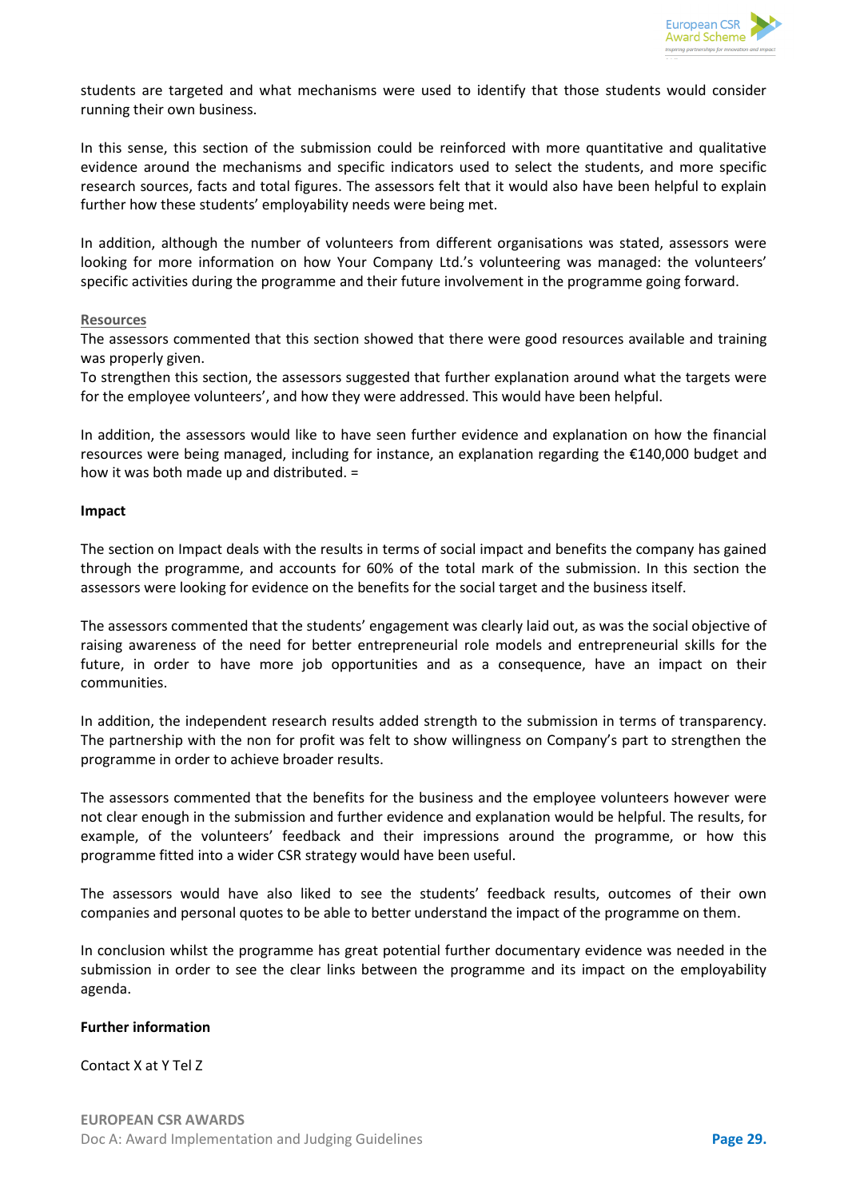students are targeted and what mechanisms were used to identify that those students would consider running their own business.

In this sense, this section of the submission could be reinforced with more quantitative and qualitative evidence around the mechanisms and specific indicators used to select the students, and more specific research sources, facts and total figures. The assessors felt that it would also have been helpful to explain further how these students' employability needs were being met.

In addition, although the number of volunteers from different organisations was stated, assessors were looking for more information on how Your Company Ltd.'s volunteering was managed: the volunteers' specific activities during the programme and their future involvement in the programme going forward.

Resources

The assessors commented that this section showed that there were good resources available and training was properly given.
To strengthen this section, the assessors suggested that further explanation around what the targets were for the employee volunteers', and how they were addressed. This would have been helpful.

In addition, the assessors would like to have seen further evidence and explanation on how the financial resources were being managed, including for instance, an explanation regarding the €140,000 budget and how it was both made up and distributed. =

**Impact**

The section on Impact deals with the results in terms of social impact and benefits the company has gained through the programme, and accounts for 60% of the total mark of the submission. In this section the assessors were looking for evidence on the benefits for the social target and the business itself.

The assessors commented that the students' engagement was clearly laid out, as was the social objective of raising awareness of the need for better entrepreneurial role models and entrepreneurial skills for the future, in order to have more job opportunities and as a consequence, have an impact on their communities.

In addition, the independent research results added strength to the submission in terms of transparency. The partnership with the non for profit was felt to show willingness on Company's part to strengthen the programme in order to achieve broader results.

The assessors commented that the benefits for the business and the employee volunteers however were not clear enough in the submission and further evidence and explanation would be helpful. The results, for example, of the volunteers' feedback and their impressions around the programme, or how this programme fitted into a wider CSR strategy would have been useful.

The assessors would have also liked to see the students' feedback results, outcomes of their own companies and personal quotes to be able to better understand the impact of the programme on them.

In conclusion whilst the programme has great potential further documentary evidence was needed in the submission in order to see the clear links between the programme and its impact on the employability agenda.

**Further information**

Contact X at Y Tel Z